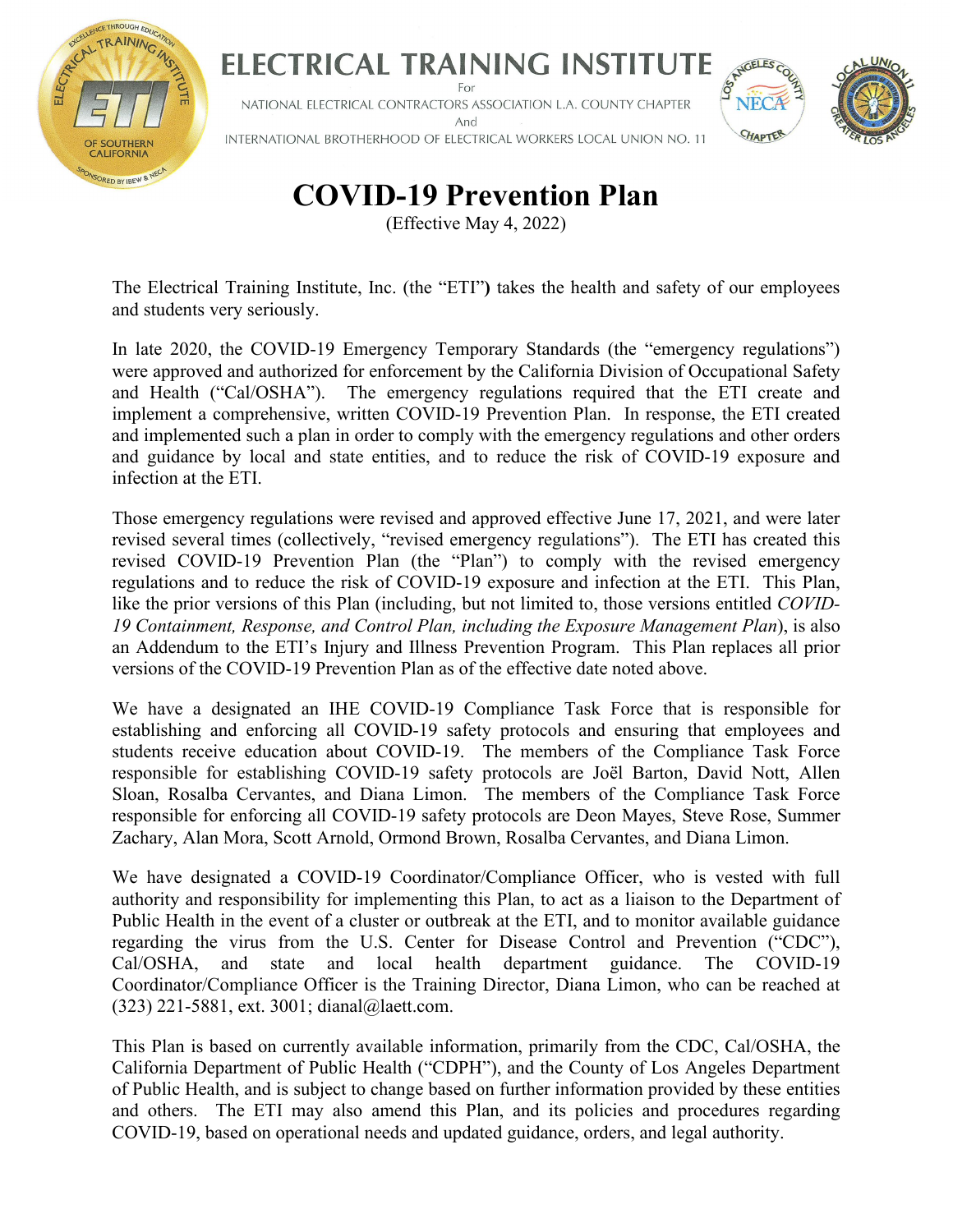# ELECTRICAL TRAINING INSTITUTE

For

NATIONAL ELECTRICAL CONTRACTORS ASSOCIATION L.A. COUNTY CHAPTER

And

INTERNATIONAL BROTHERHOOD OF ELECTRICAL WORKERS LOCAL UNION NO. 11

# COVID-19 Prevention Plan

(Effective May 4, 2022)

The Electrical Training Institute, Inc. (the "ETI**)** takes the health and safety of our employees and students very seriously.

In late 2020, the COVID-19 Emergency Temporary Standards (the "emergency regulations") were approved and authorized for enforcement by the California Division of Occupational Safety and Health ("Cal/OSHA"). The emergency regulations required that the ETI create and implement a comprehensive, written COVID-19 Prevention Plan. In response, the ETI created and implemented such a plan in order to comply with the emergency regulations and other orders and guidance by local and state entities, and to reduce the risk of COVID-19 exposure and infection at the ETI.

Those emergency regulations were revised and approved effective June 17, 2021, and were later revised several times (collectively, "revised emergency regulations"). The ETI has created this revised COVID-19 Prevention Plan (the "Plan") to comply with the revised emergency regulations and to reduce the risk of COVID-19 exposure and infection at the ETI. This Plan, like the prior versions of this Plan (including, but not limited to, those versions entitled *COVID-19 Containment, Response, and Control Plan, including the Exposure Management Plan*), is also an Addendum to the ETI's Injury and Illness Prevention Program. This Plan replaces all prior versions of the COVID-19 Prevention Plan as of the effective date noted above.

We have a designated an IHE COVID-19 Compliance Task Force that is responsible for establishing and enforcing all COVID-19 safety protocols and ensuring that employees and students receive education about COVID-19. The members of the Compliance Task Force responsible for establishing COVID-19 safety protocols are Joël Barton, David Nott, Allen Sloan, Rosalba Cervantes, and Diana Limon. The members of the Compliance Task Force responsible for enforcing all COVID-19 safety protocols are Deon Mayes, Steve Rose, Summer Zachary, Alan Mora, Scott Arnold, Ormond Brown, Rosalba Cervantes, and Diana Limon.

We have designated a COVID-19 Coordinator/Compliance Officer, who is vested with full authority and responsibility for implementing this Plan, to act as a liaison to the Department of Public Health in the event of a cluster or outbreak at the ETI, and to monitor available guidance regarding the virus from the U.S. Center for Disease Control and Prevention ("CDC"), Cal/OSHA, and state and local health department guidance. The COVID-19 Coordinator/Compliance Officer is the Training Director, Diana Limon, who can be reached at (323) 221-5881, ext. 3001; dianal@laett.com.

This Plan is based on currently available information, primarily from the CDC, Cal/OSHA, the California Department of Public Health ("CDPH"), and the County of Los Angeles Department of Public Health, and is subject to change based on further information provided by these entities and others. The ETI may also amend this Plan, and its policies and procedures regarding COVID-19, based on operational needs and updated guidance, orders, and legal authority.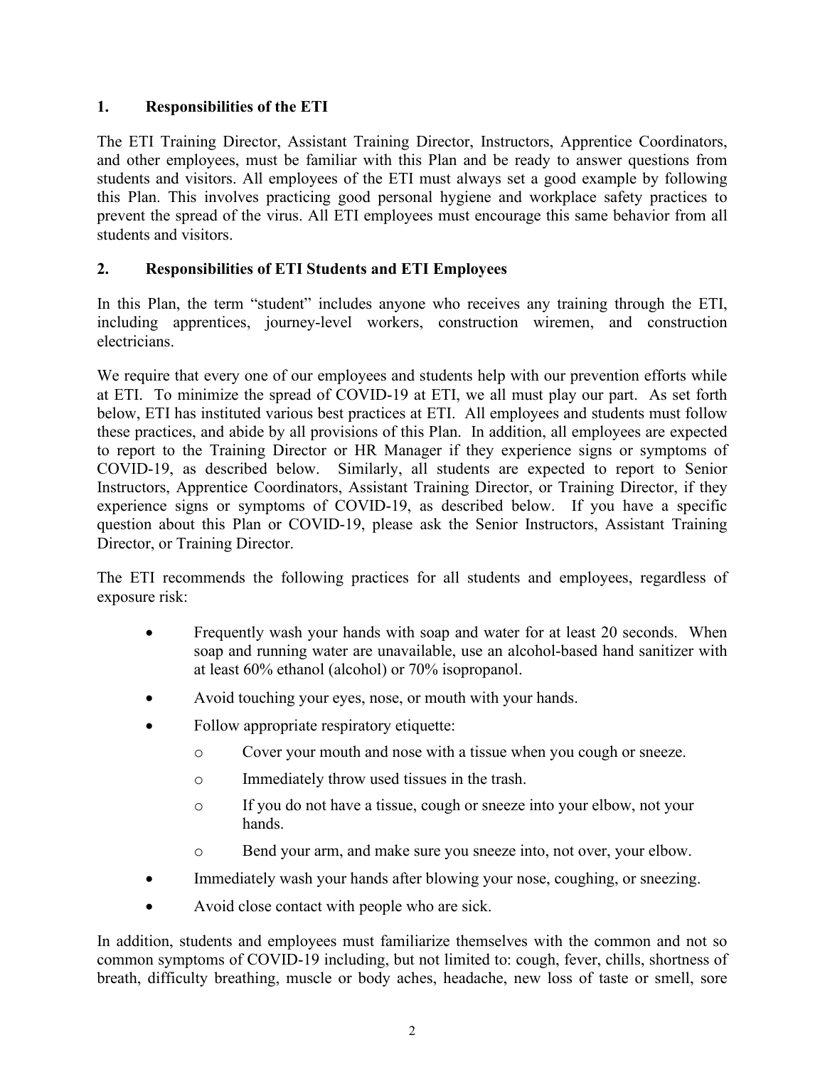## 1. Responsibilities of the ETI

The ETI Training Director, Assistant Training Director, Instructors, Apprentice Coordinators, and other employees, must be familiar with this Plan and be ready to answer questions from students and visitors. All employees of the ETI must always set a good example by following this Plan. This involves practicing good personal hygiene and workplace safety practices to prevent the spread of the virus. All ETI employees must encourage this same behavior from all students and visitors.

## 2. Responsibilities of ETI Students and ETI Employees

In this Plan, the term "student" includes anyone who receives any training through the ETI, including apprentices, journey-level workers, construction wiremen, and construction electricians.

We require that every one of our employees and students help with our prevention efforts while at ETI. To minimize the spread of COVID-19 at ETI, we all must play our part. As set forth below, ETI has instituted various best practices at ETI. All employees and students must follow these practices, and abide by all provisions of this Plan. In addition, all employees are expected to report to the Training Director or HR Manager if they experience signs or symptoms of COVID-19, as described below. Similarly, all students are expected to report to Senior Instructors, Apprentice Coordinators, Assistant Training Director, or Training Director, if they experience signs or symptoms of COVID-19, as described below. If you have a specific question about this Plan or COVID-19, please ask the Senior Instructors, Assistant Training Director, or Training Director.

The ETI recommends the following practices for all students and employees, regardless of exposure risk:

- Frequently wash your hands with soap and water for at least 20 seconds. When soap and running water are unavailable, use an alcohol-based hand sanitizer with at least 60% ethanol (alcohol) or 70% isopropanol.
- Avoid touching your eyes, nose, or mouth with your hands.
- Follow appropriate respiratory etiquette:
  - Cover your mouth and nose with a tissue when you cough or sneeze.
  - Immediately throw used tissues in the trash.
  - If you do not have a tissue, cough or sneeze into your elbow, not your hands.
  - Bend your arm, and make sure you sneeze into, not over, your elbow.
- Immediately wash your hands after blowing your nose, coughing, or sneezing.
- Avoid close contact with people who are sick.

In addition, students and employees must familiarize themselves with the common and not so common symptoms of COVID-19 including, but not limited to: cough, fever, chills, shortness of breath, difficulty breathing, muscle or body aches, headache, new loss of taste or smell, sore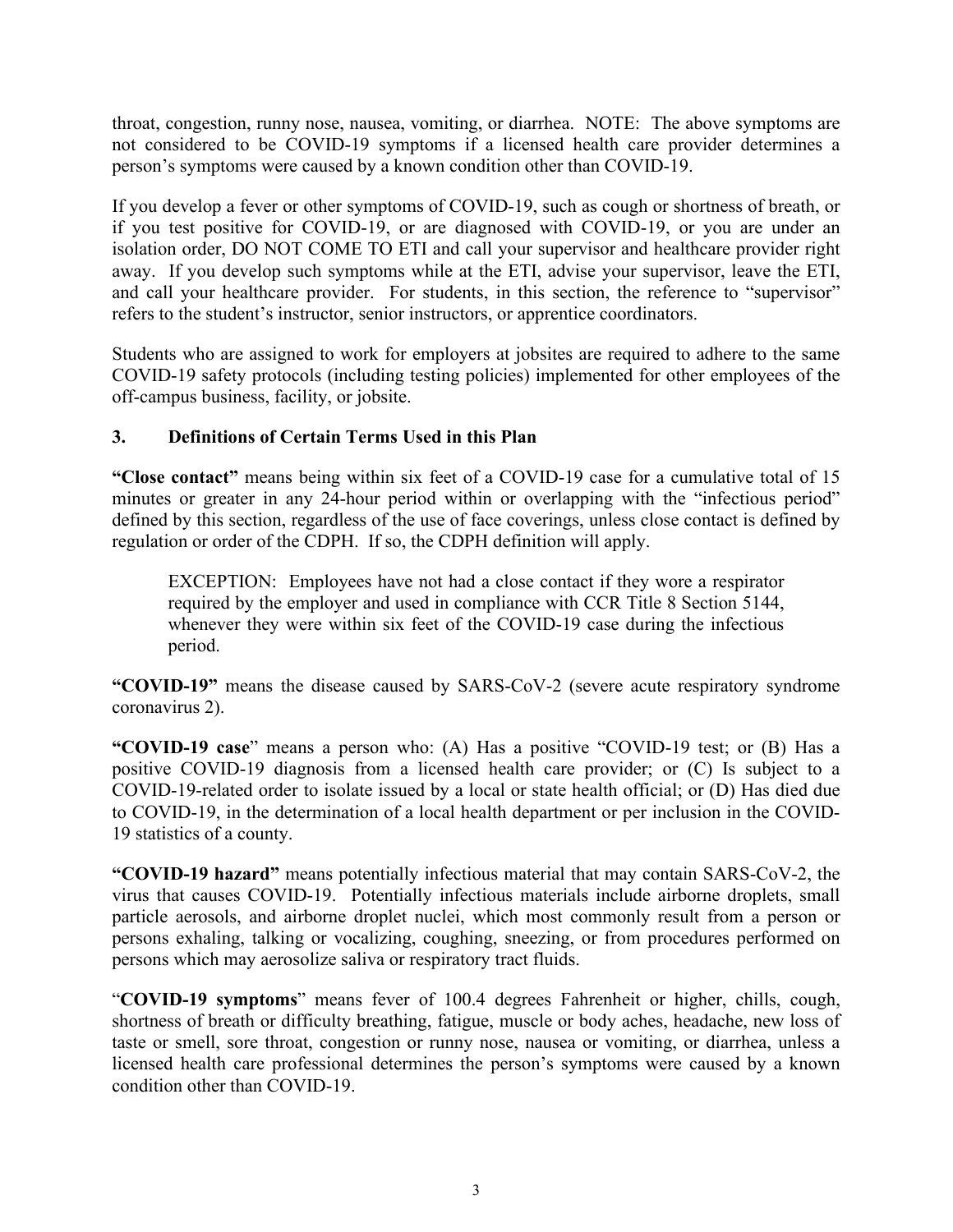throat, congestion, runny nose, nausea, vomiting, or diarrhea. NOTE: The above symptoms are not considered to be COVID-19 symptoms if a licensed health care provider determines a person's symptoms were caused by a known condition other than COVID-19.

If you develop a fever or other symptoms of COVID-19, such as cough or shortness of breath, or if you test positive for COVID-19, or are diagnosed with COVID-19, or you are under an isolation order, DO NOT COME TO ETI and call your supervisor and healthcare provider right away. If you develop such symptoms while at the ETI, advise your supervisor, leave the ETI, and call your healthcare provider. For students, in this section, the reference to "supervisor" refers to the student's instructor, senior instructors, or apprentice coordinators.

Students who are assigned to work for employers at jobsites are required to adhere to the same COVID-19 safety protocols (including testing policies) implemented for other employees of the off-campus business, facility, or jobsite.

## 3. Definitions of Certain Terms Used in this Plan

**"Close contact"** means being within six feet of a COVID-19 case for a cumulative total of 15 minutes or greater in any 24-hour period within or overlapping with the "infectious period" defined by this section, regardless of the use of face coverings, unless close contact is defined by regulation or order of the CDPH. If so, the CDPH definition will apply.

> EXCEPTION: Employees have not had a close contact if they wore a respirator required by the employer and used in compliance with CCR Title 8 Section 5144, whenever they were within six feet of the COVID-19 case during the infectious period.

**"COVID-19"** means the disease caused by SARS-CoV-2 (severe acute respiratory syndrome coronavirus 2).

**"COVID-19 case"** means a person who: (A) Has a positive "COVID-19 test; or (B) Has a positive COVID-19 diagnosis from a licensed health care provider; or (C) Is subject to a COVID-19-related order to isolate issued by a local or state health official; or (D) Has died due to COVID-19, in the determination of a local health department or per inclusion in the COVID-19 statistics of a county.

**"COVID-19 hazard"** means potentially infectious material that may contain SARS-CoV-2, the virus that causes COVID-19. Potentially infectious materials include airborne droplets, small particle aerosols, and airborne droplet nuclei, which most commonly result from a person or persons exhaling, talking or vocalizing, coughing, sneezing, or from procedures performed on persons which may aerosolize saliva or respiratory tract fluids.

"**COVID-19 symptoms**" means fever of 100.4 degrees Fahrenheit or higher, chills, cough, shortness of breath or difficulty breathing, fatigue, muscle or body aches, headache, new loss of taste or smell, sore throat, congestion or runny nose, nausea or vomiting, or diarrhea, unless a licensed health care professional determines the person's symptoms were caused by a known condition other than COVID-19.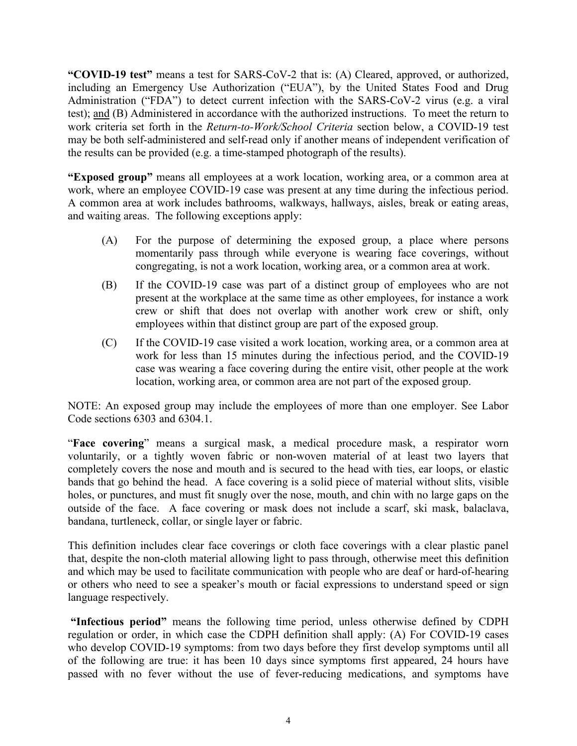**"COVID-19 test"** means a test for SARS-CoV-2 that is: (A) Cleared, approved, or authorized, including an Emergency Use Authorization ("EUA"), by the United States Food and Drug Administration ("FDA") to detect current infection with the SARS-CoV-2 virus (e.g. a viral test); and (B) Administered in accordance with the authorized instructions. To meet the return to work criteria set forth in the *Return-to-Work/School Criteria* section below, a COVID-19 test may be both self-administered and self-read only if another means of independent verification of the results can be provided (e.g. a time-stamped photograph of the results).

**"Exposed group"** means all employees at a work location, working area, or a common area at work, where an employee COVID-19 case was present at any time during the infectious period. A common area at work includes bathrooms, walkways, hallways, aisles, break or eating areas, and waiting areas. The following exceptions apply:

(A) For the purpose of determining the exposed group, a place where persons momentarily pass through while everyone is wearing face coverings, without congregating, is not a work location, working area, or a common area at work.

(B) If the COVID-19 case was part of a distinct group of employees who are not present at the workplace at the same time as other employees, for instance a work crew or shift that does not overlap with another work crew or shift, only employees within that distinct group are part of the exposed group.

(C) If the COVID-19 case visited a work location, working area, or a common area at work for less than 15 minutes during the infectious period, and the COVID-19 case was wearing a face covering during the entire visit, other people at the work location, working area, or common area are not part of the exposed group.

NOTE: An exposed group may include the employees of more than one employer. See Labor Code sections 6303 and 6304.1.

"**Face covering**" means a surgical mask, a medical procedure mask, a respirator worn voluntarily, or a tightly woven fabric or non-woven material of at least two layers that completely covers the nose and mouth and is secured to the head with ties, ear loops, or elastic bands that go behind the head. A face covering is a solid piece of material without slits, visible holes, or punctures, and must fit snugly over the nose, mouth, and chin with no large gaps on the outside of the face. A face covering or mask does not include a scarf, ski mask, balaclava, bandana, turtleneck, collar, or single layer or fabric.

This definition includes clear face coverings or cloth face coverings with a clear plastic panel that, despite the non-cloth material allowing light to pass through, otherwise meet this definition and which may be used to facilitate communication with people who are deaf or hard-of-hearing or others who need to see a speaker's mouth or facial expressions to understand speed or sign language respectively.

**"Infectious period"** means the following time period, unless otherwise defined by CDPH regulation or order, in which case the CDPH definition shall apply: (A) For COVID-19 cases who develop COVID-19 symptoms: from two days before they first develop symptoms until all of the following are true: it has been 10 days since symptoms first appeared, 24 hours have passed with no fever without the use of fever-reducing medications, and symptoms have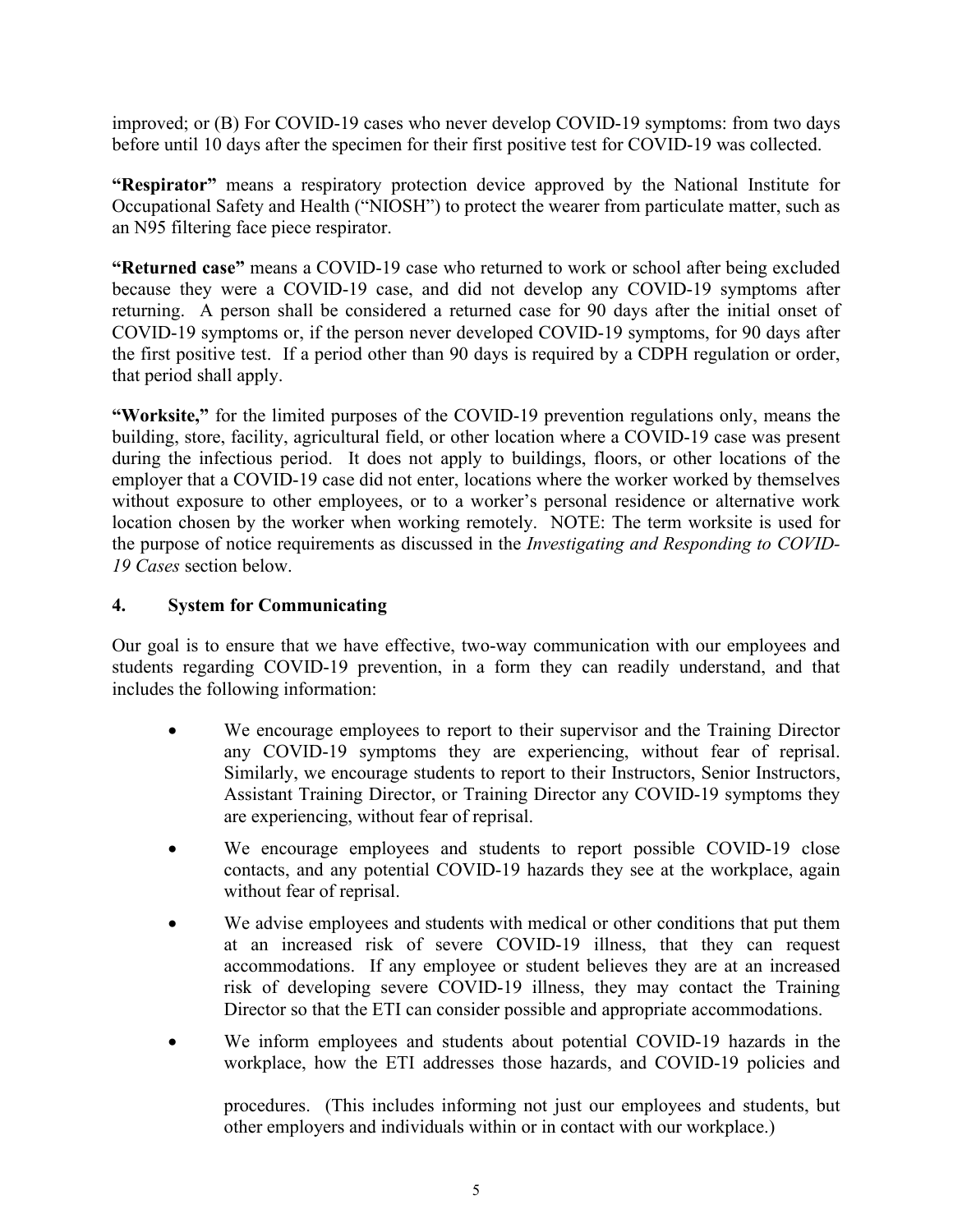improved; or (B) For COVID-19 cases who never develop COVID-19 symptoms: from two days before until 10 days after the specimen for their first positive test for COVID-19 was collected.

**"Respirator"** means a respiratory protection device approved by the National Institute for Occupational Safety and Health ("NIOSH") to protect the wearer from particulate matter, such as an N95 filtering face piece respirator.

**"Returned case"** means a COVID-19 case who returned to work or school after being excluded because they were a COVID-19 case, and did not develop any COVID-19 symptoms after returning. A person shall be considered a returned case for 90 days after the initial onset of COVID-19 symptoms or, if the person never developed COVID-19 symptoms, for 90 days after the first positive test. If a period other than 90 days is required by a CDPH regulation or order, that period shall apply.

**"Worksite,"** for the limited purposes of the COVID-19 prevention regulations only, means the building, store, facility, agricultural field, or other location where a COVID-19 case was present during the infectious period. It does not apply to buildings, floors, or other locations of the employer that a COVID-19 case did not enter, locations where the worker worked by themselves without exposure to other employees, or to a worker's personal residence or alternative work location chosen by the worker when working remotely. NOTE: The term worksite is used for the purpose of notice requirements as discussed in the *Investigating and Responding to COVID-19 Cases* section below.

## 4. System for Communicating

Our goal is to ensure that we have effective, two-way communication with our employees and students regarding COVID-19 prevention, in a form they can readily understand, and that includes the following information:

- We encourage employees to report to their supervisor and the Training Director any COVID-19 symptoms they are experiencing, without fear of reprisal. Similarly, we encourage students to report to their Instructors, Senior Instructors, Assistant Training Director, or Training Director any COVID-19 symptoms they are experiencing, without fear of reprisal.
- We encourage employees and students to report possible COVID-19 close contacts, and any potential COVID-19 hazards they see at the workplace, again without fear of reprisal.
- We advise employees and students with medical or other conditions that put them at an increased risk of severe COVID-19 illness, that they can request accommodations. If any employee or student believes they are at an increased risk of developing severe COVID-19 illness, they may contact the Training Director so that the ETI can consider possible and appropriate accommodations.
- We inform employees and students about potential COVID-19 hazards in the workplace, how the ETI addresses those hazards, and COVID-19 policies and procedures. (This includes informing not just our employees and students, but other employers and individuals within or in contact with our workplace.)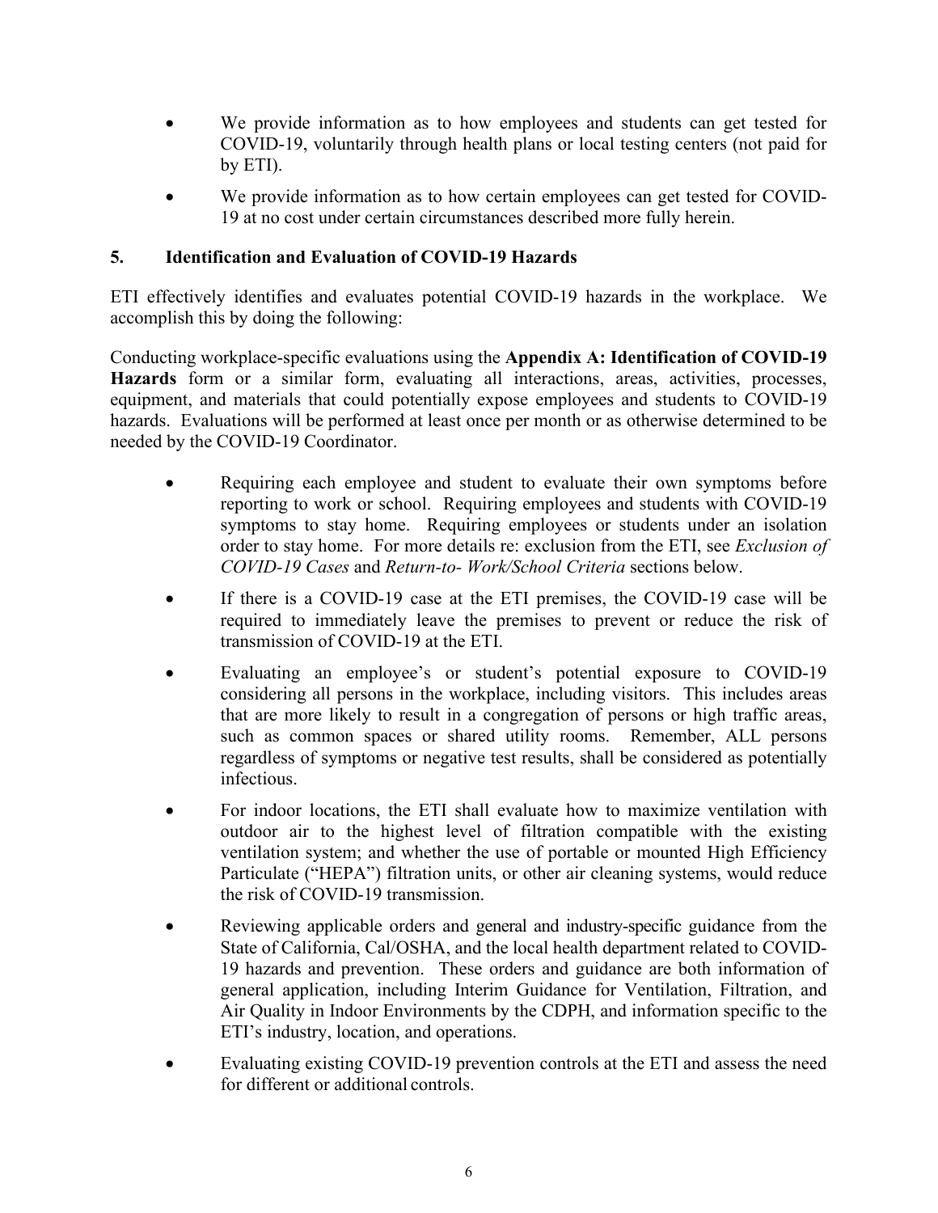- We provide information as to how employees and students can get tested for COVID-19, voluntarily through health plans or local testing centers (not paid for by ETI).
- We provide information as to how certain employees can get tested for COVID-19 at no cost under certain circumstances described more fully herein.

## 5. Identification and Evaluation of COVID-19 Hazards

ETI effectively identifies and evaluates potential COVID-19 hazards in the workplace. We accomplish this by doing the following:

Conducting workplace-specific evaluations using the **Appendix A: Identification of COVID-19 Hazards** form or a similar form, evaluating all interactions, areas, activities, processes, equipment, and materials that could potentially expose employees and students to COVID-19 hazards. Evaluations will be performed at least once per month or as otherwise determined to be needed by the COVID-19 Coordinator.

- Requiring each employee and student to evaluate their own symptoms before reporting to work or school. Requiring employees and students with COVID-19 symptoms to stay home. Requiring employees or students under an isolation order to stay home. For more details re: exclusion from the ETI, see *Exclusion of COVID-19 Cases* and *Return-to- Work/School Criteria* sections below.
- If there is a COVID-19 case at the ETI premises, the COVID-19 case will be required to immediately leave the premises to prevent or reduce the risk of transmission of COVID-19 at the ETI.
- Evaluating an employee's or student's potential exposure to COVID-19 considering all persons in the workplace, including visitors. This includes areas that are more likely to result in a congregation of persons or high traffic areas, such as common spaces or shared utility rooms. Remember, ALL persons regardless of symptoms or negative test results, shall be considered as potentially infectious.
- For indoor locations, the ETI shall evaluate how to maximize ventilation with outdoor air to the highest level of filtration compatible with the existing ventilation system; and whether the use of portable or mounted High Efficiency Particulate ("HEPA") filtration units, or other air cleaning systems, would reduce the risk of COVID-19 transmission.
- Reviewing applicable orders and general and industry-specific guidance from the State of California, Cal/OSHA, and the local health department related to COVID-19 hazards and prevention. These orders and guidance are both information of general application, including Interim Guidance for Ventilation, Filtration, and Air Quality in Indoor Environments by the CDPH, and information specific to the ETI's industry, location, and operations.
- Evaluating existing COVID-19 prevention controls at the ETI and assess the need for different or additional controls.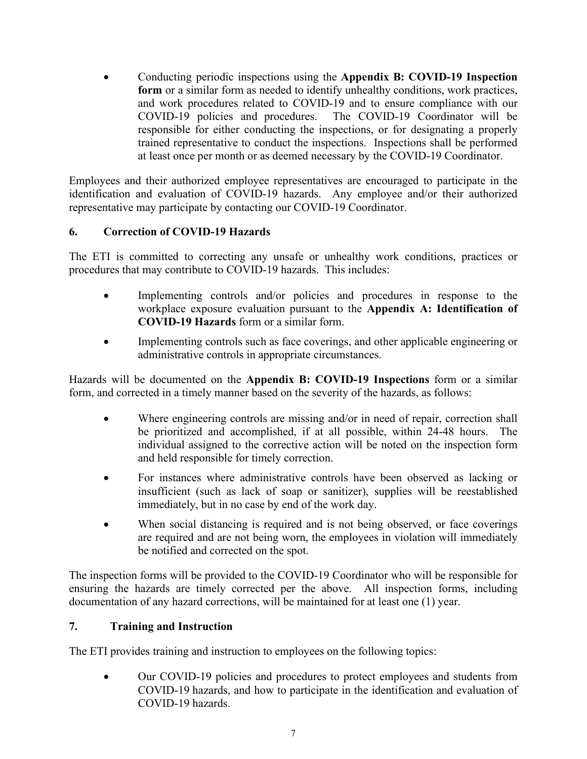- Conducting periodic inspections using the **Appendix B: COVID-19 Inspection form** or a similar form as needed to identify unhealthy conditions, work practices, and work procedures related to COVID-19 and to ensure compliance with our COVID-19 policies and procedures. The COVID-19 Coordinator will be responsible for either conducting the inspections, or for designating a properly trained representative to conduct the inspections. Inspections shall be performed at least once per month or as deemed necessary by the COVID-19 Coordinator.

Employees and their authorized employee representatives are encouraged to participate in the identification and evaluation of COVID-19 hazards. Any employee and/or their authorized representative may participate by contacting our COVID-19 Coordinator.

## 6. Correction of COVID-19 Hazards

The ETI is committed to correcting any unsafe or unhealthy work conditions, practices or procedures that may contribute to COVID-19 hazards. This includes:

- Implementing controls and/or policies and procedures in response to the workplace exposure evaluation pursuant to the **Appendix A: Identification of COVID-19 Hazards** form or a similar form.
- Implementing controls such as face coverings, and other applicable engineering or administrative controls in appropriate circumstances.

Hazards will be documented on the **Appendix B: COVID-19 Inspections** form or a similar form, and corrected in a timely manner based on the severity of the hazards, as follows:

- Where engineering controls are missing and/or in need of repair, correction shall be prioritized and accomplished, if at all possible, within 24-48 hours. The individual assigned to the corrective action will be noted on the inspection form and held responsible for timely correction.
- For instances where administrative controls have been observed as lacking or insufficient (such as lack of soap or sanitizer), supplies will be reestablished immediately, but in no case by end of the work day.
- When social distancing is required and is not being observed, or face coverings are required and are not being worn, the employees in violation will immediately be notified and corrected on the spot.

The inspection forms will be provided to the COVID-19 Coordinator who will be responsible for ensuring the hazards are timely corrected per the above. All inspection forms, including documentation of any hazard corrections, will be maintained for at least one (1) year.

## 7. Training and Instruction

The ETI provides training and instruction to employees on the following topics:

- Our COVID-19 policies and procedures to protect employees and students from COVID-19 hazards, and how to participate in the identification and evaluation of COVID-19 hazards.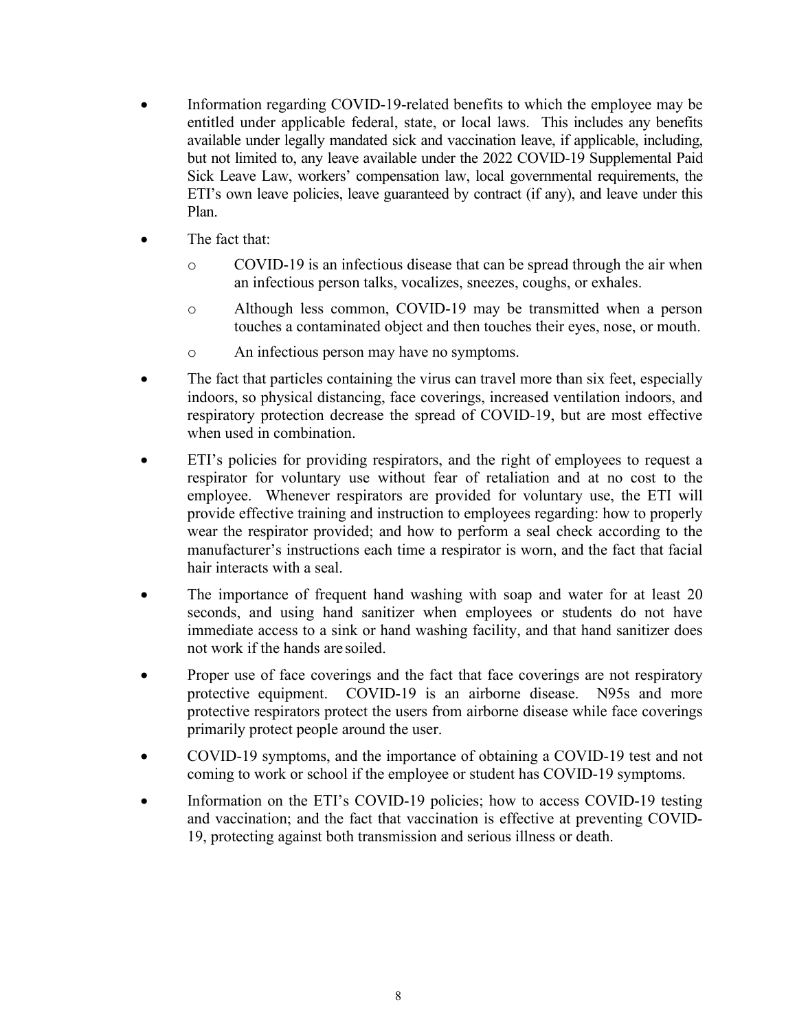- Information regarding COVID-19-related benefits to which the employee may be entitled under applicable federal, state, or local laws. This includes any benefits available under legally mandated sick and vaccination leave, if applicable, including, but not limited to, any leave available under the 2022 COVID-19 Supplemental Paid Sick Leave Law, workers' compensation law, local governmental requirements, the ETI's own leave policies, leave guaranteed by contract (if any), and leave under this Plan.
- The fact that:
  - COVID-19 is an infectious disease that can be spread through the air when an infectious person talks, vocalizes, sneezes, coughs, or exhales.
  - Although less common, COVID-19 may be transmitted when a person touches a contaminated object and then touches their eyes, nose, or mouth.
  - An infectious person may have no symptoms.
- The fact that particles containing the virus can travel more than six feet, especially indoors, so physical distancing, face coverings, increased ventilation indoors, and respiratory protection decrease the spread of COVID-19, but are most effective when used in combination.
- ETI's policies for providing respirators, and the right of employees to request a respirator for voluntary use without fear of retaliation and at no cost to the employee. Whenever respirators are provided for voluntary use, the ETI will provide effective training and instruction to employees regarding: how to properly wear the respirator provided; and how to perform a seal check according to the manufacturer's instructions each time a respirator is worn, and the fact that facial hair interacts with a seal.
- The importance of frequent hand washing with soap and water for at least 20 seconds, and using hand sanitizer when employees or students do not have immediate access to a sink or hand washing facility, and that hand sanitizer does not work if the hands are soiled.
- Proper use of face coverings and the fact that face coverings are not respiratory protective equipment. COVID-19 is an airborne disease. N95s and more protective respirators protect the users from airborne disease while face coverings primarily protect people around the user.
- COVID-19 symptoms, and the importance of obtaining a COVID-19 test and not coming to work or school if the employee or student has COVID-19 symptoms.
- Information on the ETI's COVID-19 policies; how to access COVID-19 testing and vaccination; and the fact that vaccination is effective at preventing COVID-19, protecting against both transmission and serious illness or death.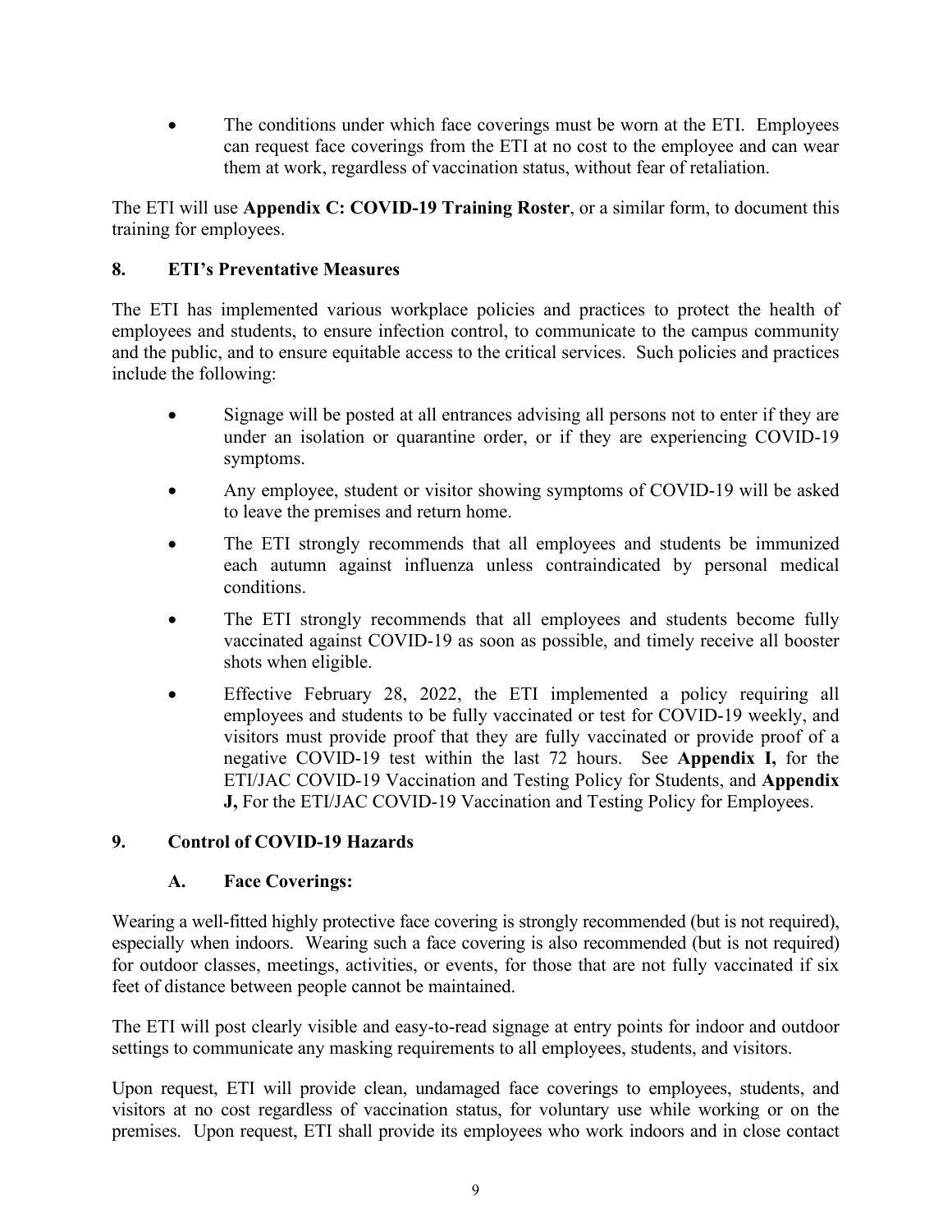- The conditions under which face coverings must be worn at the ETI. Employees can request face coverings from the ETI at no cost to the employee and can wear them at work, regardless of vaccination status, without fear of retaliation.

The ETI will use **Appendix C: COVID-19 Training Roster**, or a similar form, to document this training for employees.

## 8. ETI's Preventative Measures

The ETI has implemented various workplace policies and practices to protect the health of employees and students, to ensure infection control, to communicate to the campus community and the public, and to ensure equitable access to the critical services. Such policies and practices include the following:

- Signage will be posted at all entrances advising all persons not to enter if they are under an isolation or quarantine order, or if they are experiencing COVID-19 symptoms.
- Any employee, student or visitor showing symptoms of COVID-19 will be asked to leave the premises and return home.
- The ETI strongly recommends that all employees and students be immunized each autumn against influenza unless contraindicated by personal medical conditions.
- The ETI strongly recommends that all employees and students become fully vaccinated against COVID-19 as soon as possible, and timely receive all booster shots when eligible.
- Effective February 28, 2022, the ETI implemented a policy requiring all employees and students to be fully vaccinated or test for COVID-19 weekly, and visitors must provide proof that they are fully vaccinated or provide proof of a negative COVID-19 test within the last 72 hours. See **Appendix I,** for the ETI/JAC COVID-19 Vaccination and Testing Policy for Students, and **Appendix J,** For the ETI/JAC COVID-19 Vaccination and Testing Policy for Employees.

## 9. Control of COVID-19 Hazards

### A. Face Coverings:

Wearing a well-fitted highly protective face covering is strongly recommended (but is not required), especially when indoors. Wearing such a face covering is also recommended (but is not required) for outdoor classes, meetings, activities, or events, for those that are not fully vaccinated if six feet of distance between people cannot be maintained.

The ETI will post clearly visible and easy-to-read signage at entry points for indoor and outdoor settings to communicate any masking requirements to all employees, students, and visitors.

Upon request, ETI will provide clean, undamaged face coverings to employees, students, and visitors at no cost regardless of vaccination status, for voluntary use while working or on the premises. Upon request, ETI shall provide its employees who work indoors and in close contact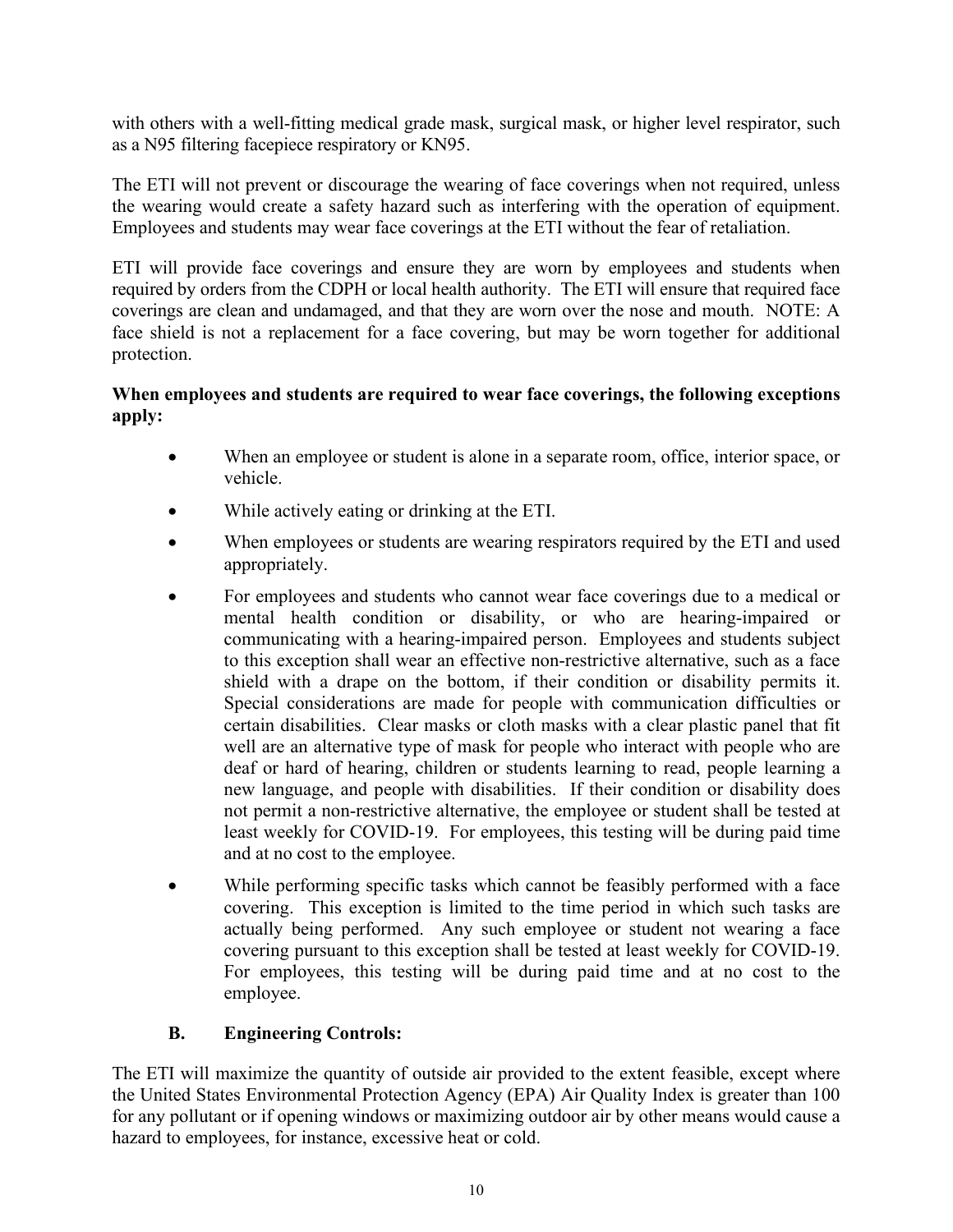with others with a well-fitting medical grade mask, surgical mask, or higher level respirator, such as a N95 filtering facepiece respiratory or KN95.

The ETI will not prevent or discourage the wearing of face coverings when not required, unless the wearing would create a safety hazard such as interfering with the operation of equipment. Employees and students may wear face coverings at the ETI without the fear of retaliation.

ETI will provide face coverings and ensure they are worn by employees and students when required by orders from the CDPH or local health authority. The ETI will ensure that required face coverings are clean and undamaged, and that they are worn over the nose and mouth. NOTE: A face shield is not a replacement for a face covering, but may be worn together for additional protection.

**When employees and students are required to wear face coverings, the following exceptions apply:**

- When an employee or student is alone in a separate room, office, interior space, or vehicle.
- While actively eating or drinking at the ETI.
- When employees or students are wearing respirators required by the ETI and used appropriately.
- For employees and students who cannot wear face coverings due to a medical or mental health condition or disability, or who are hearing-impaired or communicating with a hearing-impaired person. Employees and students subject to this exception shall wear an effective non-restrictive alternative, such as a face shield with a drape on the bottom, if their condition or disability permits it. Special considerations are made for people with communication difficulties or certain disabilities. Clear masks or cloth masks with a clear plastic panel that fit well are an alternative type of mask for people who interact with people who are deaf or hard of hearing, children or students learning to read, people learning a new language, and people with disabilities. If their condition or disability does not permit a non-restrictive alternative, the employee or student shall be tested at least weekly for COVID-19. For employees, this testing will be during paid time and at no cost to the employee.
- While performing specific tasks which cannot be feasibly performed with a face covering. This exception is limited to the time period in which such tasks are actually being performed. Any such employee or student not wearing a face covering pursuant to this exception shall be tested at least weekly for COVID-19. For employees, this testing will be during paid time and at no cost to the employee.

### B. Engineering Controls:

The ETI will maximize the quantity of outside air provided to the extent feasible, except where the United States Environmental Protection Agency (EPA) Air Quality Index is greater than 100 for any pollutant or if opening windows or maximizing outdoor air by other means would cause a hazard to employees, for instance, excessive heat or cold.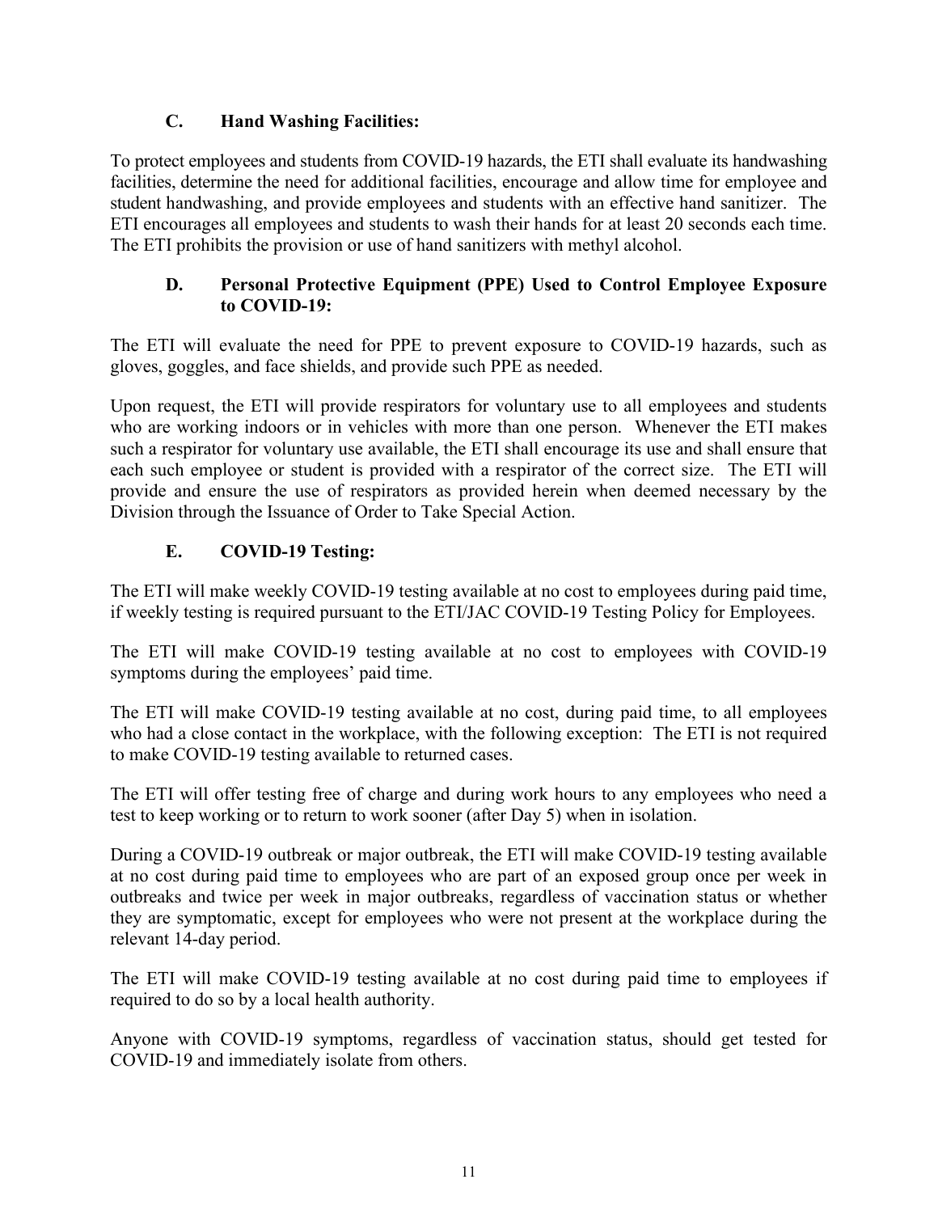### C. Hand Washing Facilities:

To protect employees and students from COVID-19 hazards, the ETI shall evaluate its handwashing facilities, determine the need for additional facilities, encourage and allow time for employee and student handwashing, and provide employees and students with an effective hand sanitizer. The ETI encourages all employees and students to wash their hands for at least 20 seconds each time. The ETI prohibits the provision or use of hand sanitizers with methyl alcohol.

### D. Personal Protective Equipment (PPE) Used to Control Employee Exposure to COVID-19:

The ETI will evaluate the need for PPE to prevent exposure to COVID-19 hazards, such as gloves, goggles, and face shields, and provide such PPE as needed.

Upon request, the ETI will provide respirators for voluntary use to all employees and students who are working indoors or in vehicles with more than one person. Whenever the ETI makes such a respirator for voluntary use available, the ETI shall encourage its use and shall ensure that each such employee or student is provided with a respirator of the correct size. The ETI will provide and ensure the use of respirators as provided herein when deemed necessary by the Division through the Issuance of Order to Take Special Action.

### E. COVID-19 Testing:

The ETI will make weekly COVID-19 testing available at no cost to employees during paid time, if weekly testing is required pursuant to the ETI/JAC COVID-19 Testing Policy for Employees.

The ETI will make COVID-19 testing available at no cost to employees with COVID-19 symptoms during the employees' paid time.

The ETI will make COVID-19 testing available at no cost, during paid time, to all employees who had a close contact in the workplace, with the following exception: The ETI is not required to make COVID-19 testing available to returned cases.

The ETI will offer testing free of charge and during work hours to any employees who need a test to keep working or to return to work sooner (after Day 5) when in isolation.

During a COVID-19 outbreak or major outbreak, the ETI will make COVID-19 testing available at no cost during paid time to employees who are part of an exposed group once per week in outbreaks and twice per week in major outbreaks, regardless of vaccination status or whether they are symptomatic, except for employees who were not present at the workplace during the relevant 14-day period.

The ETI will make COVID-19 testing available at no cost during paid time to employees if required to do so by a local health authority.

Anyone with COVID-19 symptoms, regardless of vaccination status, should get tested for COVID-19 and immediately isolate from others.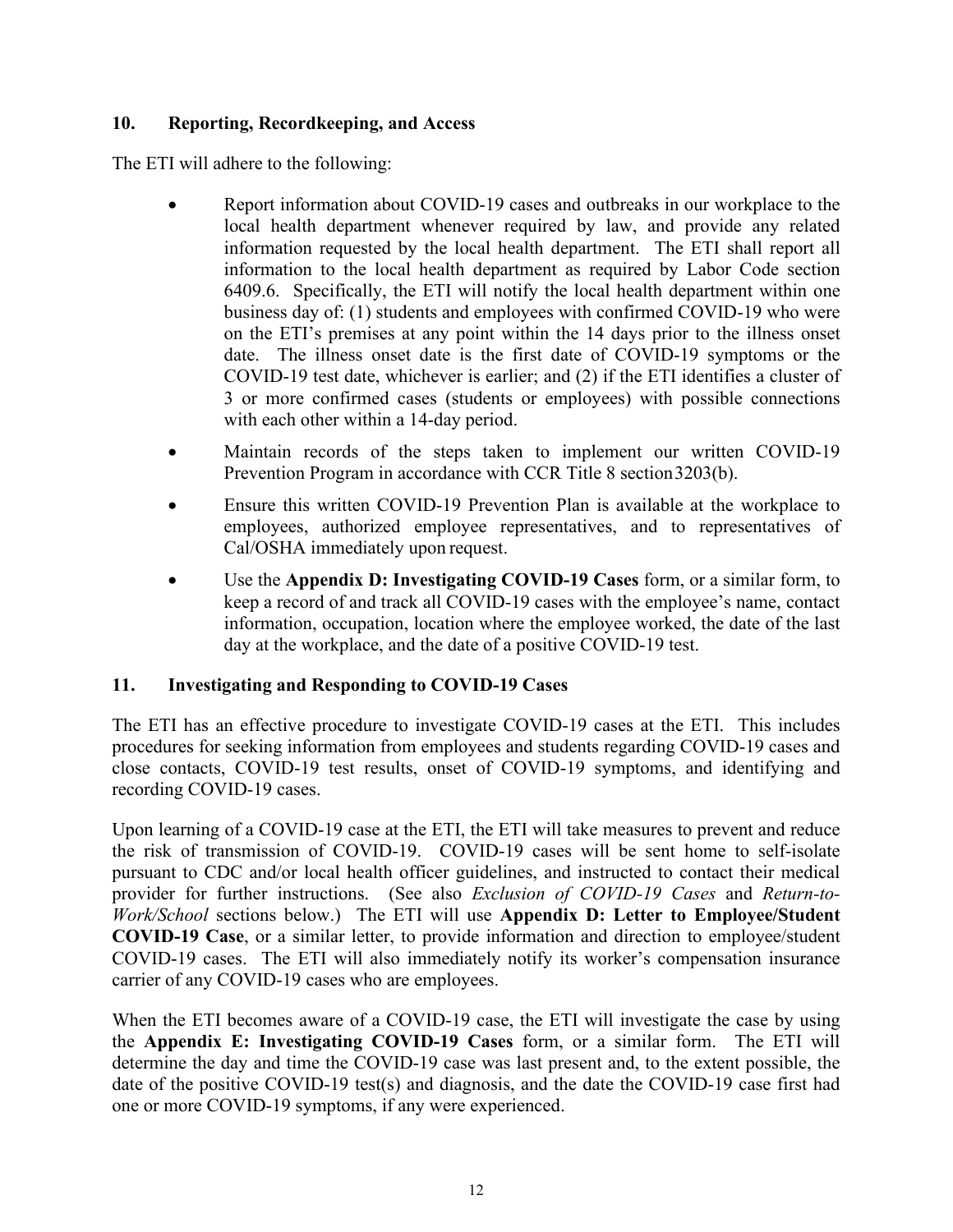## 10. Reporting, Recordkeeping, and Access

The ETI will adhere to the following:

- Report information about COVID-19 cases and outbreaks in our workplace to the local health department whenever required by law, and provide any related information requested by the local health department. The ETI shall report all information to the local health department as required by Labor Code section 6409.6. Specifically, the ETI will notify the local health department within one business day of: (1) students and employees with confirmed COVID-19 who were on the ETI's premises at any point within the 14 days prior to the illness onset date. The illness onset date is the first date of COVID-19 symptoms or the COVID-19 test date, whichever is earlier; and (2) if the ETI identifies a cluster of 3 or more confirmed cases (students or employees) with possible connections with each other within a 14-day period.
- Maintain records of the steps taken to implement our written COVID-19 Prevention Program in accordance with CCR Title 8 section 3203(b).
- Ensure this written COVID-19 Prevention Plan is available at the workplace to employees, authorized employee representatives, and to representatives of Cal/OSHA immediately upon request.
- Use the **Appendix D: Investigating COVID-19 Cases** form, or a similar form, to keep a record of and track all COVID-19 cases with the employee's name, contact information, occupation, location where the employee worked, the date of the last day at the workplace, and the date of a positive COVID-19 test.

## 11. Investigating and Responding to COVID-19 Cases

The ETI has an effective procedure to investigate COVID-19 cases at the ETI. This includes procedures for seeking information from employees and students regarding COVID-19 cases and close contacts, COVID-19 test results, onset of COVID-19 symptoms, and identifying and recording COVID-19 cases.

Upon learning of a COVID-19 case at the ETI, the ETI will take measures to prevent and reduce the risk of transmission of COVID-19. COVID-19 cases will be sent home to self-isolate pursuant to CDC and/or local health officer guidelines, and instructed to contact their medical provider for further instructions. (See also *Exclusion of COVID-19 Cases* and *Return-to-Work/School* sections below.) The ETI will use **Appendix D: Letter to Employee/Student COVID-19 Case**, or a similar letter, to provide information and direction to employee/student COVID-19 cases. The ETI will also immediately notify its worker's compensation insurance carrier of any COVID-19 cases who are employees.

When the ETI becomes aware of a COVID-19 case, the ETI will investigate the case by using the **Appendix E: Investigating COVID-19 Cases** form, or a similar form. The ETI will determine the day and time the COVID-19 case was last present and, to the extent possible, the date of the positive COVID-19 test(s) and diagnosis, and the date the COVID-19 case first had one or more COVID-19 symptoms, if any were experienced.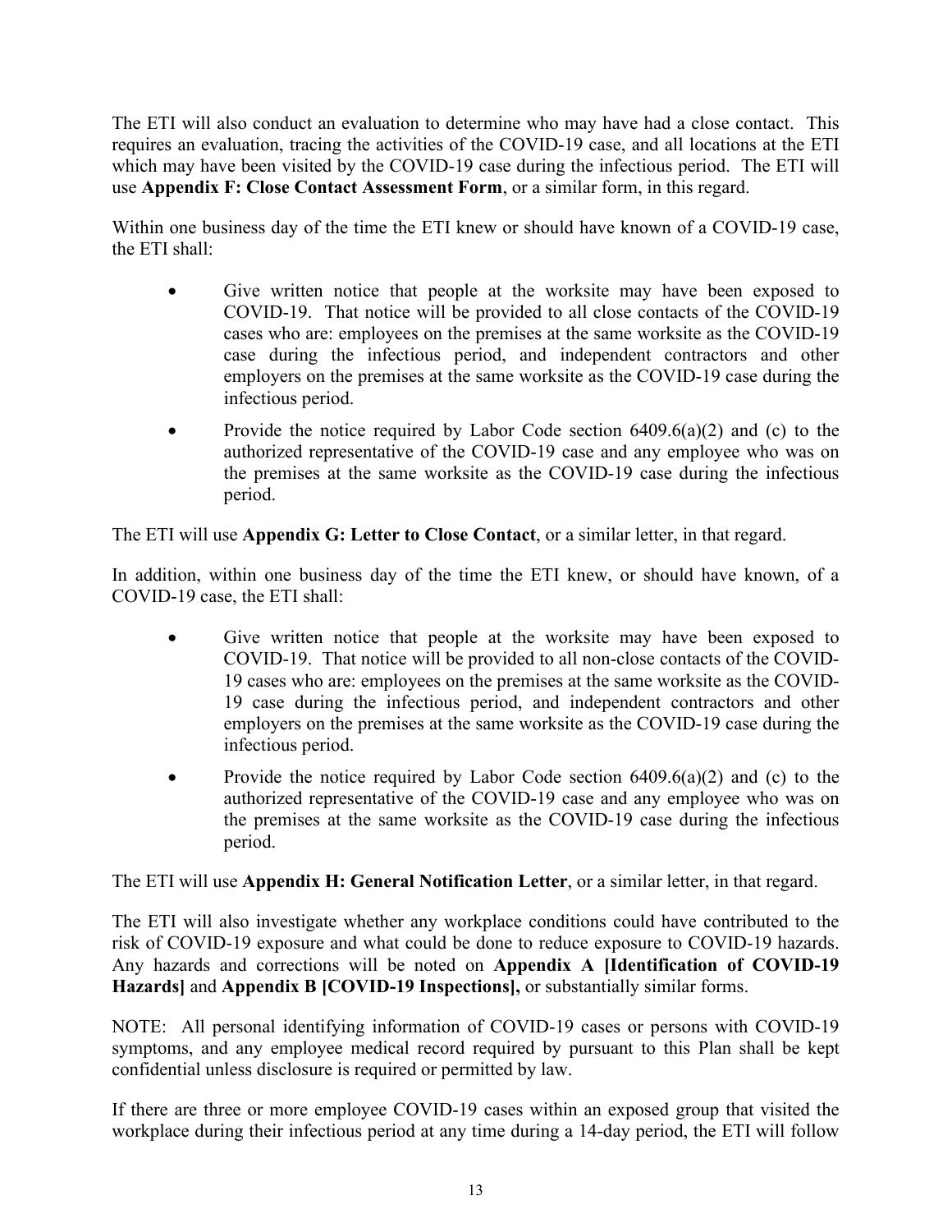The ETI will also conduct an evaluation to determine who may have had a close contact. This requires an evaluation, tracing the activities of the COVID-19 case, and all locations at the ETI which may have been visited by the COVID-19 case during the infectious period. The ETI will use **Appendix F: Close Contact Assessment Form**, or a similar form, in this regard.

Within one business day of the time the ETI knew or should have known of a COVID-19 case, the ETI shall:

- Give written notice that people at the worksite may have been exposed to COVID-19. That notice will be provided to all close contacts of the COVID-19 cases who are: employees on the premises at the same worksite as the COVID-19 case during the infectious period, and independent contractors and other employers on the premises at the same worksite as the COVID-19 case during the infectious period.
- Provide the notice required by Labor Code section 6409.6(a)(2) and (c) to the authorized representative of the COVID-19 case and any employee who was on the premises at the same worksite as the COVID-19 case during the infectious period.

The ETI will use **Appendix G: Letter to Close Contact**, or a similar letter, in that regard.

In addition, within one business day of the time the ETI knew, or should have known, of a COVID-19 case, the ETI shall:

- Give written notice that people at the worksite may have been exposed to COVID-19. That notice will be provided to all non-close contacts of the COVID-19 cases who are: employees on the premises at the same worksite as the COVID-19 case during the infectious period, and independent contractors and other employers on the premises at the same worksite as the COVID-19 case during the infectious period.
- Provide the notice required by Labor Code section 6409.6(a)(2) and (c) to the authorized representative of the COVID-19 case and any employee who was on the premises at the same worksite as the COVID-19 case during the infectious period.

The ETI will use **Appendix H: General Notification Letter**, or a similar letter, in that regard.

The ETI will also investigate whether any workplace conditions could have contributed to the risk of COVID-19 exposure and what could be done to reduce exposure to COVID-19 hazards. Any hazards and corrections will be noted on **Appendix A [Identification of COVID-19 Hazards]** and **Appendix B [COVID-19 Inspections],** or substantially similar forms.

NOTE: All personal identifying information of COVID-19 cases or persons with COVID-19 symptoms, and any employee medical record required by pursuant to this Plan shall be kept confidential unless disclosure is required or permitted by law.

If there are three or more employee COVID-19 cases within an exposed group that visited the workplace during their infectious period at any time during a 14-day period, the ETI will follow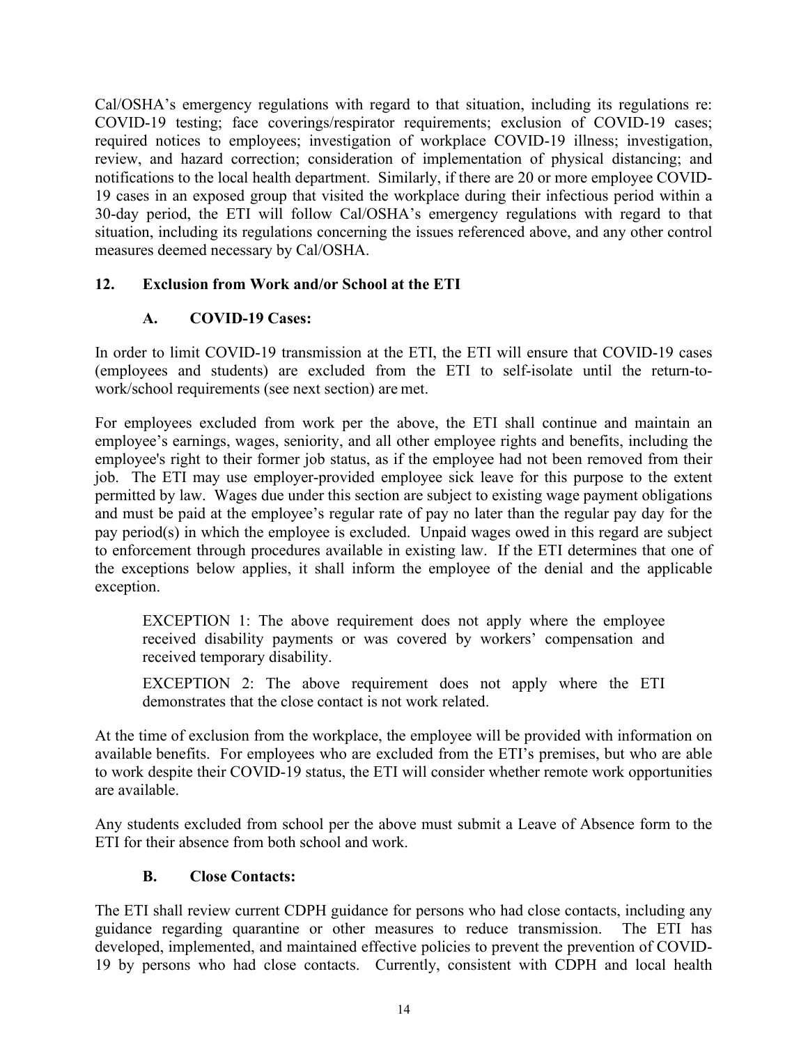Cal/OSHA's emergency regulations with regard to that situation, including its regulations re: COVID-19 testing; face coverings/respirator requirements; exclusion of COVID-19 cases; required notices to employees; investigation of workplace COVID-19 illness; investigation, review, and hazard correction; consideration of implementation of physical distancing; and notifications to the local health department. Similarly, if there are 20 or more employee COVID-19 cases in an exposed group that visited the workplace during their infectious period within a 30-day period, the ETI will follow Cal/OSHA's emergency regulations with regard to that situation, including its regulations concerning the issues referenced above, and any other control measures deemed necessary by Cal/OSHA.

## 12. Exclusion from Work and/or School at the ETI

### A. COVID-19 Cases:

In order to limit COVID-19 transmission at the ETI, the ETI will ensure that COVID-19 cases (employees and students) are excluded from the ETI to self-isolate until the return-to-work/school requirements (see next section) are met.

For employees excluded from work per the above, the ETI shall continue and maintain an employee's earnings, wages, seniority, and all other employee rights and benefits, including the employee's right to their former job status, as if the employee had not been removed from their job. The ETI may use employer-provided employee sick leave for this purpose to the extent permitted by law. Wages due under this section are subject to existing wage payment obligations and must be paid at the employee's regular rate of pay no later than the regular pay day for the pay period(s) in which the employee is excluded. Unpaid wages owed in this regard are subject to enforcement through procedures available in existing law. If the ETI determines that one of the exceptions below applies, it shall inform the employee of the denial and the applicable exception.

> EXCEPTION 1: The above requirement does not apply where the employee received disability payments or was covered by workers' compensation and received temporary disability.
>
> EXCEPTION 2: The above requirement does not apply where the ETI demonstrates that the close contact is not work related.

At the time of exclusion from the workplace, the employee will be provided with information on available benefits. For employees who are excluded from the ETI's premises, but who are able to work despite their COVID-19 status, the ETI will consider whether remote work opportunities are available.

Any students excluded from school per the above must submit a Leave of Absence form to the ETI for their absence from both school and work.

### B. Close Contacts:

The ETI shall review current CDPH guidance for persons who had close contacts, including any guidance regarding quarantine or other measures to reduce transmission. The ETI has developed, implemented, and maintained effective policies to prevent the prevention of COVID-19 by persons who had close contacts. Currently, consistent with CDPH and local health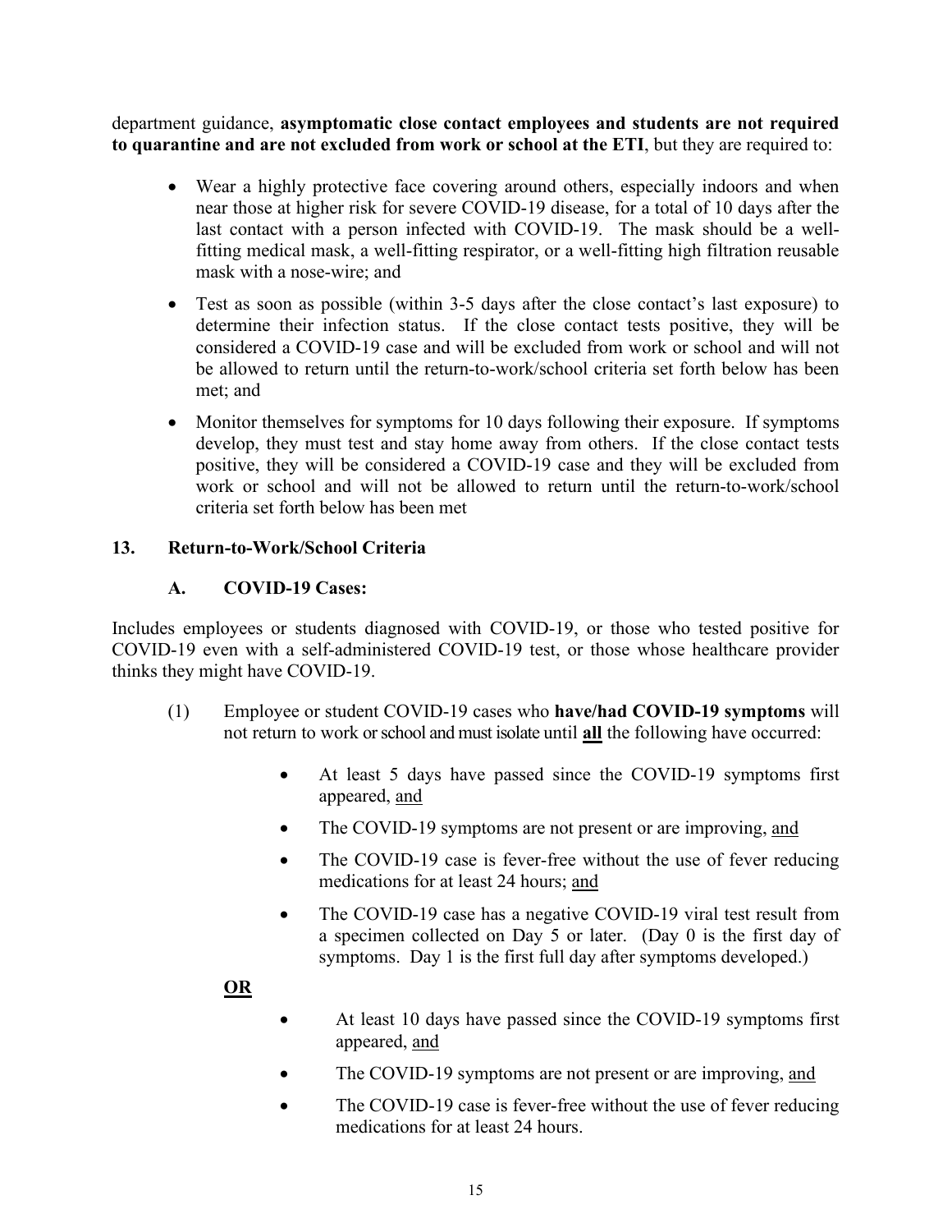department guidance, **asymptomatic close contact employees and students are not required to quarantine and are not excluded from work or school at the ETI**, but they are required to:

- Wear a highly protective face covering around others, especially indoors and when near those at higher risk for severe COVID-19 disease, for a total of 10 days after the last contact with a person infected with COVID-19. The mask should be a well-fitting medical mask, a well-fitting respirator, or a well-fitting high filtration reusable mask with a nose-wire; and
- Test as soon as possible (within 3-5 days after the close contact's last exposure) to determine their infection status. If the close contact tests positive, they will be considered a COVID-19 case and will be excluded from work or school and will not be allowed to return until the return-to-work/school criteria set forth below has been met; and
- Monitor themselves for symptoms for 10 days following their exposure. If symptoms develop, they must test and stay home away from others. If the close contact tests positive, they will be considered a COVID-19 case and they will be excluded from work or school and will not be allowed to return until the return-to-work/school criteria set forth below has been met

## 13. Return-to-Work/School Criteria

### A. COVID-19 Cases:

Includes employees or students diagnosed with COVID-19, or those who tested positive for COVID-19 even with a self-administered COVID-19 test, or those whose healthcare provider thinks they might have COVID-19.

(1) Employee or student COVID-19 cases who **have/had COVID-19 symptoms** will not return to work or school and must isolate until **<u>all</u>** the following have occurred:

- At least 5 days have passed since the COVID-19 symptoms first appeared, <u>and</u>
- The COVID-19 symptoms are not present or are improving, <u>and</u>
- The COVID-19 case is fever-free without the use of fever reducing medications for at least 24 hours; <u>and</u>
- The COVID-19 case has a negative COVID-19 viral test result from a specimen collected on Day 5 or later. (Day 0 is the first day of symptoms. Day 1 is the first full day after symptoms developed.)

**<u>OR</u>**

- At least 10 days have passed since the COVID-19 symptoms first appeared, <u>and</u>
- The COVID-19 symptoms are not present or are improving, <u>and</u>
- The COVID-19 case is fever-free without the use of fever reducing medications for at least 24 hours.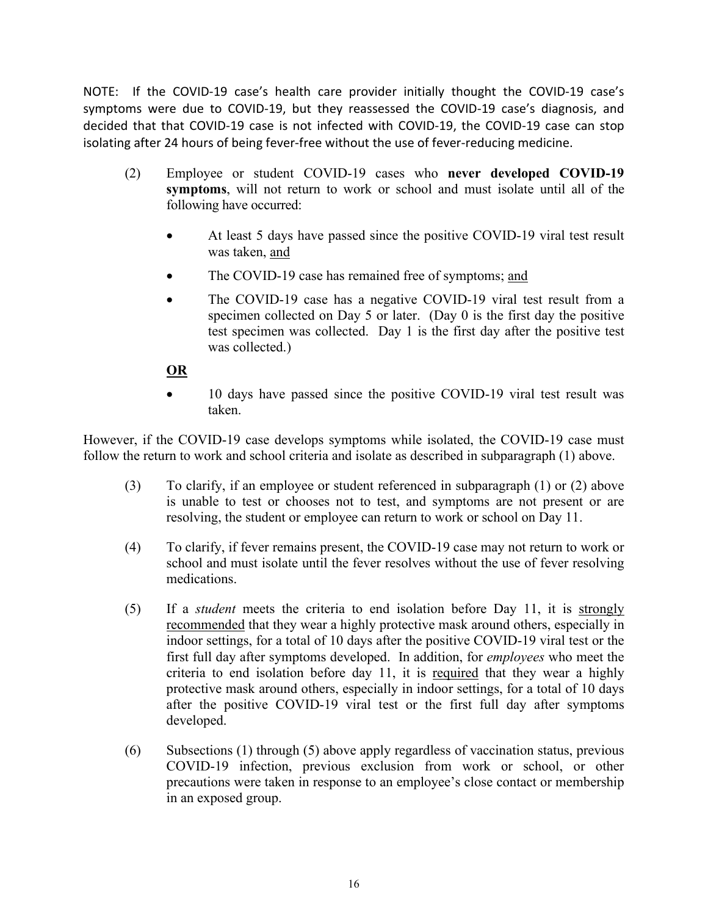NOTE: If the COVID-19 case's health care provider initially thought the COVID-19 case's symptoms were due to COVID-19, but they reassessed the COVID-19 case's diagnosis, and decided that that COVID-19 case is not infected with COVID-19, the COVID-19 case can stop isolating after 24 hours of being fever-free without the use of fever-reducing medicine.

(2) Employee or student COVID-19 cases who **never developed COVID-19 symptoms**, will not return to work or school and must isolate until all of the following have occurred:

- At least 5 days have passed since the positive COVID-19 viral test result was taken, <u>and</u>
- The COVID-19 case has remained free of symptoms; <u>and</u>
- The COVID-19 case has a negative COVID-19 viral test result from a specimen collected on Day 5 or later. (Day 0 is the first day the positive test specimen was collected. Day 1 is the first day after the positive test was collected.)

**<u>OR</u>**

- 10 days have passed since the positive COVID-19 viral test result was taken.

However, if the COVID-19 case develops symptoms while isolated, the COVID-19 case must follow the return to work and school criteria and isolate as described in subparagraph (1) above.

(3) To clarify, if an employee or student referenced in subparagraph (1) or (2) above is unable to test or chooses not to test, and symptoms are not present or are resolving, the student or employee can return to work or school on Day 11.

(4) To clarify, if fever remains present, the COVID-19 case may not return to work or school and must isolate until the fever resolves without the use of fever resolving medications.

(5) If a *student* meets the criteria to end isolation before Day 11, it is <u>strongly recommended</u> that they wear a highly protective mask around others, especially in indoor settings, for a total of 10 days after the positive COVID-19 viral test or the first full day after symptoms developed. In addition, for *employees* who meet the criteria to end isolation before day 11, it is <u>required</u> that they wear a highly protective mask around others, especially in indoor settings, for a total of 10 days after the positive COVID-19 viral test or the first full day after symptoms developed.

(6) Subsections (1) through (5) above apply regardless of vaccination status, previous COVID-19 infection, previous exclusion from work or school, or other precautions were taken in response to an employee's close contact or membership in an exposed group.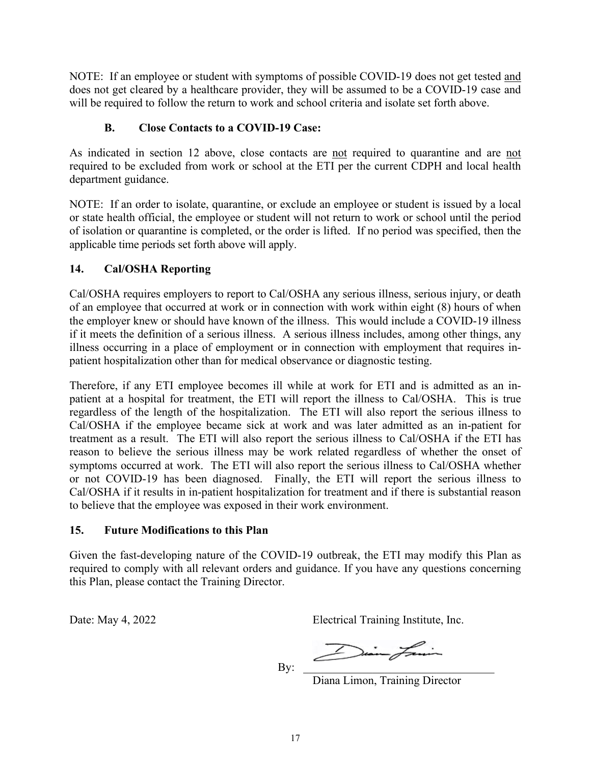NOTE: If an employee or student with symptoms of possible COVID-19 does not get tested and does not get cleared by a healthcare provider, they will be assumed to be a COVID-19 case and will be required to follow the return to work and school criteria and isolate set forth above.

### B. Close Contacts to a COVID-19 Case:

As indicated in section 12 above, close contacts are not required to quarantine and are not required to be excluded from work or school at the ETI per the current CDPH and local health department guidance.

NOTE: If an order to isolate, quarantine, or exclude an employee or student is issued by a local or state health official, the employee or student will not return to work or school until the period of isolation or quarantine is completed, or the order is lifted. If no period was specified, then the applicable time periods set forth above will apply.

## 14. Cal/OSHA Reporting

Cal/OSHA requires employers to report to Cal/OSHA any serious illness, serious injury, or death of an employee that occurred at work or in connection with work within eight (8) hours of when the employer knew or should have known of the illness. This would include a COVID-19 illness if it meets the definition of a serious illness. A serious illness includes, among other things, any illness occurring in a place of employment or in connection with employment that requires in-patient hospitalization other than for medical observance or diagnostic testing.

Therefore, if any ETI employee becomes ill while at work for ETI and is admitted as an in-patient at a hospital for treatment, the ETI will report the illness to Cal/OSHA. This is true regardless of the length of the hospitalization. The ETI will also report the serious illness to Cal/OSHA if the employee became sick at work and was later admitted as an in-patient for treatment as a result. The ETI will also report the serious illness to Cal/OSHA if the ETI has reason to believe the serious illness may be work related regardless of whether the onset of symptoms occurred at work. The ETI will also report the serious illness to Cal/OSHA whether or not COVID-19 has been diagnosed. Finally, the ETI will report the serious illness to Cal/OSHA if it results in in-patient hospitalization for treatment and if there is substantial reason to believe that the employee was exposed in their work environment.

## 15. Future Modifications to this Plan

Given the fast-developing nature of the COVID-19 outbreak, the ETI may modify this Plan as required to comply with all relevant orders and guidance. If you have any questions concerning this Plan, please contact the Training Director.

Date: May 4, 2022

Electrical Training Institute, Inc.

By: ______________________________

Diana Limon, Training Director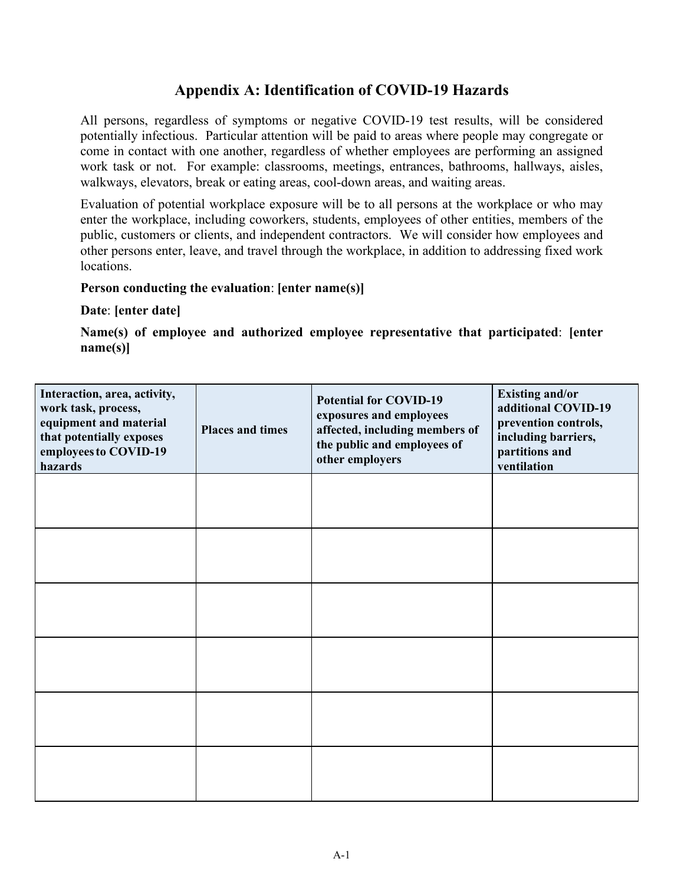# Appendix A: Identification of COVID-19 Hazards

All persons, regardless of symptoms or negative COVID-19 test results, will be considered potentially infectious. Particular attention will be paid to areas where people may congregate or come in contact with one another, regardless of whether employees are performing an assigned work task or not. For example: classrooms, meetings, entrances, bathrooms, hallways, aisles, walkways, elevators, break or eating areas, cool-down areas, and waiting areas.

Evaluation of potential workplace exposure will be to all persons at the workplace or who may enter the workplace, including coworkers, students, employees of other entities, members of the public, customers or clients, and independent contractors. We will consider how employees and other persons enter, leave, and travel through the workplace, in addition to addressing fixed work locations.

**Person conducting the evaluation**: **[enter name(s)]**

**Date**: **[enter date]**

**Name(s) of employee and authorized employee representative that participated**: **[enter name(s)]**

| Interaction, area, activity, work task, process, equipment and material that potentially exposes employees to COVID-19 hazards | Places and times | Potential for COVID-19 exposures and employees affected, including members of the public and employees of other employers | Existing and/or additional COVID-19 prevention controls, including barriers, partitions and ventilation |
|---|---|---|---|
| | | | |
| | | | |
| | | | |
| | | | |
| | | | |
| | | | |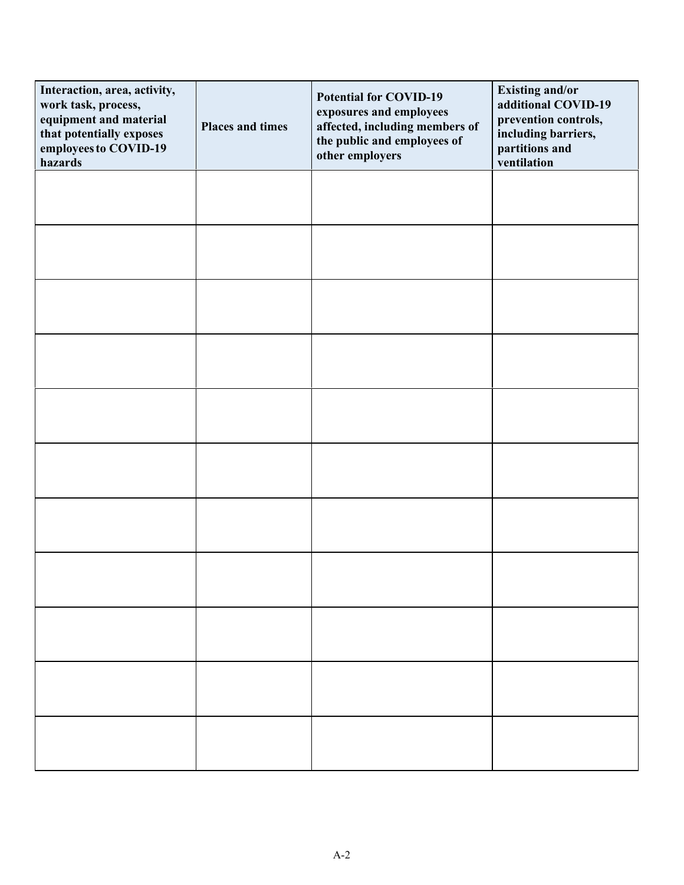| Interaction, area, activity, work task, process, equipment and material that potentially exposes employees to COVID-19 hazards | Places and times | Potential for COVID-19 exposures and employees affected, including members of the public and employees of other employers | Existing and/or additional COVID-19 prevention controls, including barriers, partitions and ventilation |
|---|---|---|---|
| | | | |
| | | | |
| | | | |
| | | | |
| | | | |
| | | | |
| | | | |
| | | | |
| | | | |
| | | | |
| | | | |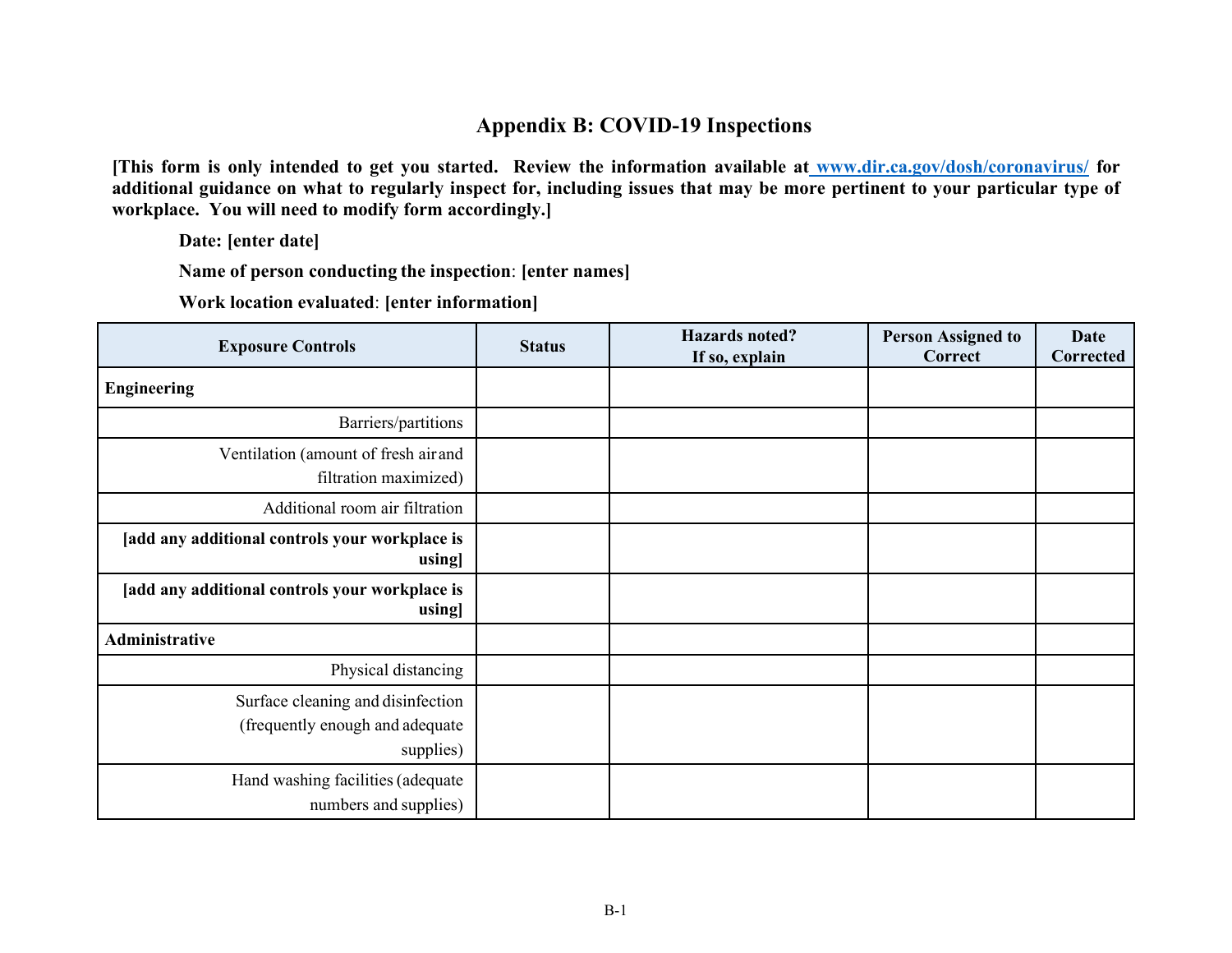# Appendix B: COVID-19 Inspections

**[This form is only intended to get you started. Review the information available at [www.dir.ca.gov/dosh/coronavirus/](http://www.dir.ca.gov/dosh/coronavirus/) for additional guidance on what to regularly inspect for, including issues that may be more pertinent to your particular type of workplace. You will need to modify form accordingly.]**

**Date: [enter date]**

**Name of person conducting the inspection**: **[enter names]**

**Work location evaluated**: **[enter information]**

| Exposure Controls | Status | Hazards noted? If so, explain | Person Assigned to Correct | Date Corrected |
|---|---|---|---|---|
| **Engineering** | | | | |
| Barriers/partitions | | | | |
| Ventilation (amount of fresh air and filtration maximized) | | | | |
| Additional room air filtration | | | | |
| **[add any additional controls your workplace is using]** | | | | |
| **[add any additional controls your workplace is using]** | | | | |
| **Administrative** | | | | |
| Physical distancing | | | | |
| Surface cleaning and disinfection (frequently enough and adequate supplies) | | | | |
| Hand washing facilities (adequate numbers and supplies) | | | | |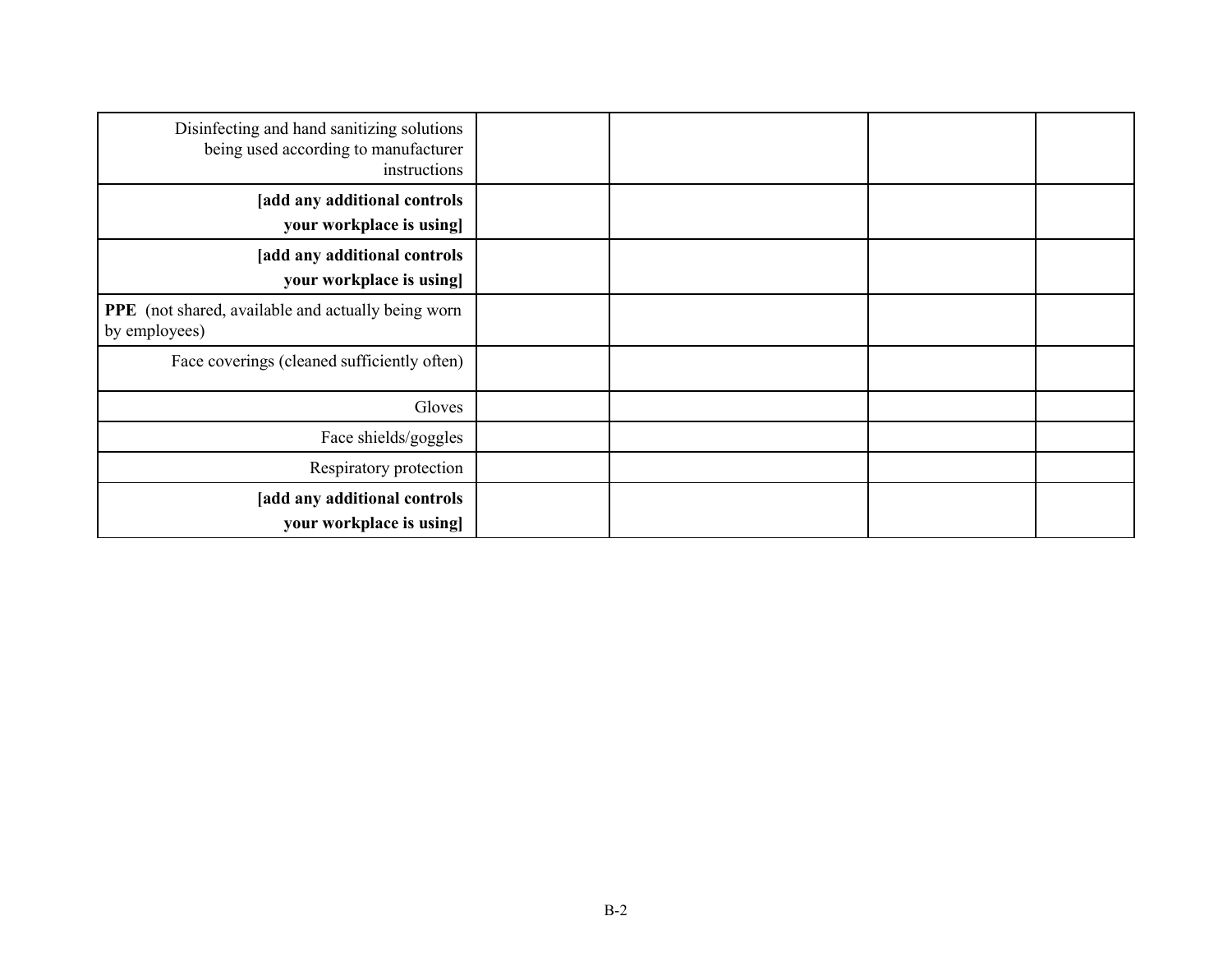| | | | | |
|---|---|---|---|---|
| Disinfecting and hand sanitizing solutions being used according to manufacturer instructions | | | | |
| **[add any additional controls your workplace is using]** | | | | |
| **[add any additional controls your workplace is using]** | | | | |
| **PPE** (not shared, available and actually being worn by employees) | | | | |
| Face coverings (cleaned sufficiently often) | | | | |
| Gloves | | | | |
| Face shields/goggles | | | | |
| Respiratory protection | | | | |
| **[add any additional controls your workplace is using]** | | | | |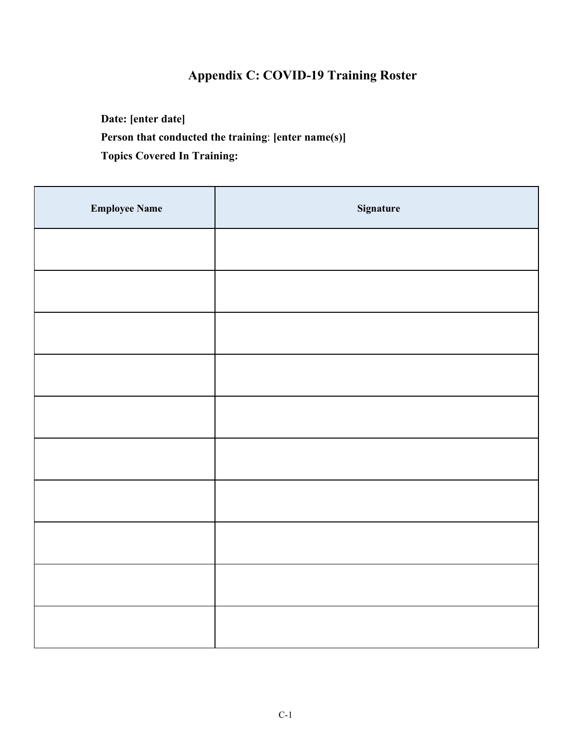# Appendix C: COVID-19 Training Roster

**Date: [enter date]**

**Person that conducted the training**: **[enter name(s)]**

**Topics Covered In Training:**

| Employee Name | Signature |
|---|---|
| | |
| | |
| | |
| | |
| | |
| | |
| | |
| | |
| | |
| | |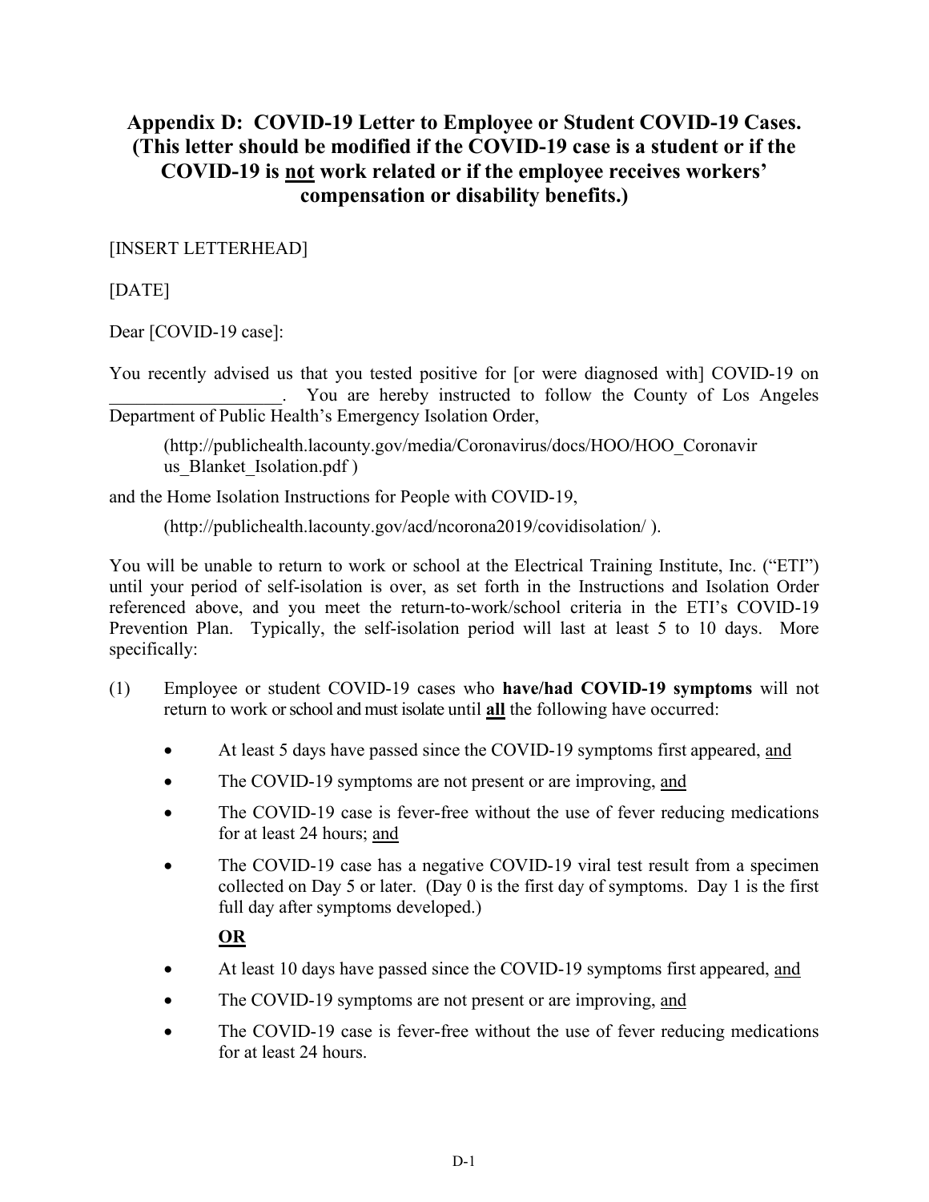## Appendix D: COVID-19 Letter to Employee or Student COVID-19 Cases. (This letter should be modified if the COVID-19 case is a student or if the COVID-19 is not work related or if the employee receives workers' compensation or disability benefits.)

[INSERT LETTERHEAD]

[DATE]

Dear [COVID-19 case]:

You recently advised us that you tested positive for [or were diagnosed with] COVID-19 on ___________________. You are hereby instructed to follow the County of Los Angeles Department of Public Health's Emergency Isolation Order,

> (http://publichealth.lacounty.gov/media/Coronavirus/docs/HOO/HOO_Coronavirus_Blanket_Isolation.pdf )

and the Home Isolation Instructions for People with COVID-19,

> (http://publichealth.lacounty.gov/acd/ncorona2019/covidisolation/ ).

You will be unable to return to work or school at the Electrical Training Institute, Inc. ("ETI") until your period of self-isolation is over, as set forth in the Instructions and Isolation Order referenced above, and you meet the return-to-work/school criteria in the ETI's COVID-19 Prevention Plan. Typically, the self-isolation period will last at least 5 to 10 days. More specifically:

(1) Employee or student COVID-19 cases who **have/had COVID-19 symptoms** will not return to work or school and must isolate until **all** the following have occurred:

- At least 5 days have passed since the COVID-19 symptoms first appeared, and
- The COVID-19 symptoms are not present or are improving, and
- The COVID-19 case is fever-free without the use of fever reducing medications for at least 24 hours; and
- The COVID-19 case has a negative COVID-19 viral test result from a specimen collected on Day 5 or later. (Day 0 is the first day of symptoms. Day 1 is the first full day after symptoms developed.)

  **OR**

- At least 10 days have passed since the COVID-19 symptoms first appeared, and
- The COVID-19 symptoms are not present or are improving, and
- The COVID-19 case is fever-free without the use of fever reducing medications for at least 24 hours.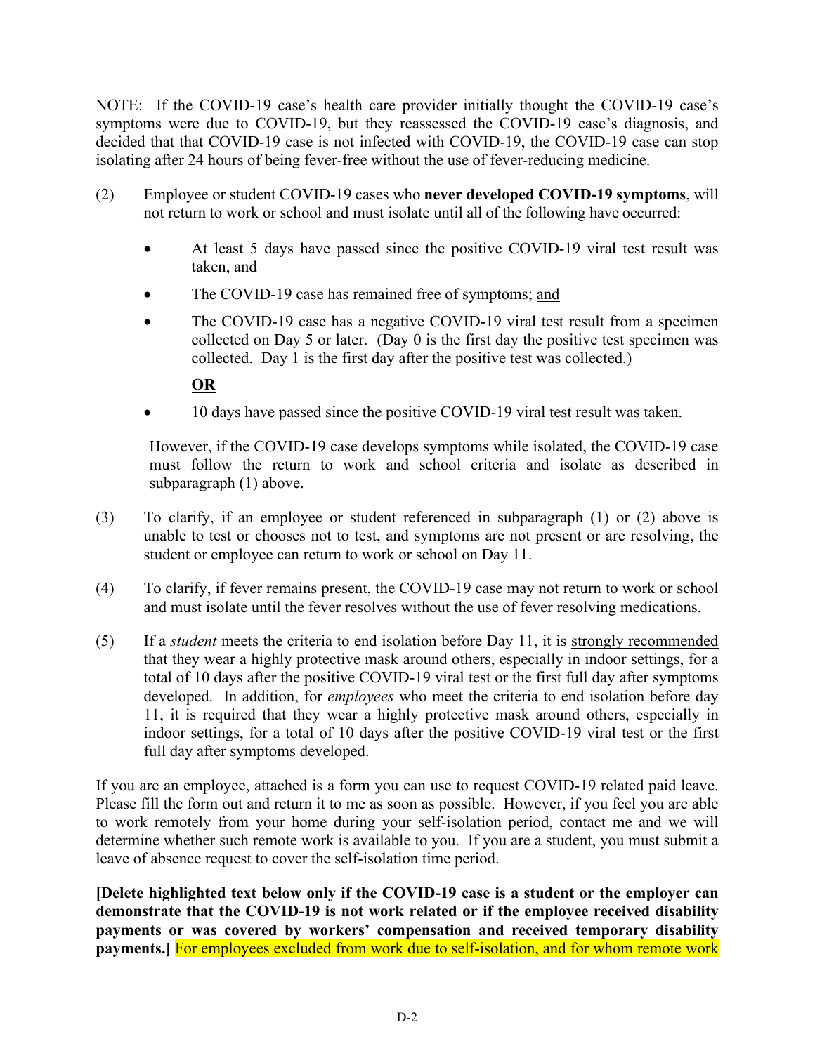NOTE: If the COVID-19 case's health care provider initially thought the COVID-19 case's symptoms were due to COVID-19, but they reassessed the COVID-19 case's diagnosis, and decided that that COVID-19 case is not infected with COVID-19, the COVID-19 case can stop isolating after 24 hours of being fever-free without the use of fever-reducing medicine.

(2) Employee or student COVID-19 cases who **never developed COVID-19 symptoms**, will not return to work or school and must isolate until all of the following have occurred:

- At least 5 days have passed since the positive COVID-19 viral test result was taken, and
- The COVID-19 case has remained free of symptoms; and
- The COVID-19 case has a negative COVID-19 viral test result from a specimen collected on Day 5 or later. (Day 0 is the first day the positive test specimen was collected. Day 1 is the first day after the positive test was collected.)

  **OR**

- 10 days have passed since the positive COVID-19 viral test result was taken.

However, if the COVID-19 case develops symptoms while isolated, the COVID-19 case must follow the return to work and school criteria and isolate as described in subparagraph (1) above.

(3) To clarify, if an employee or student referenced in subparagraph (1) or (2) above is unable to test or chooses not to test, and symptoms are not present or are resolving, the student or employee can return to work or school on Day 11.

(4) To clarify, if fever remains present, the COVID-19 case may not return to work or school and must isolate until the fever resolves without the use of fever resolving medications.

(5) If a *student* meets the criteria to end isolation before Day 11, it is strongly recommended that they wear a highly protective mask around others, especially in indoor settings, for a total of 10 days after the positive COVID-19 viral test or the first full day after symptoms developed. In addition, for *employees* who meet the criteria to end isolation before day 11, it is required that they wear a highly protective mask around others, especially in indoor settings, for a total of 10 days after the positive COVID-19 viral test or the first full day after symptoms developed.

If you are an employee, attached is a form you can use to request COVID-19 related paid leave. Please fill the form out and return it to me as soon as possible. However, if you feel you are able to work remotely from your home during your self-isolation period, contact me and we will determine whether such remote work is available to you. If you are a student, you must submit a leave of absence request to cover the self-isolation time period.

**[Delete highlighted text below only if the COVID-19 case is a student or the employer can demonstrate that the COVID-19 is not work related or if the employee received disability payments or was covered by workers' compensation and received temporary disability payments.]** For employees excluded from work due to self-isolation, and for whom remote work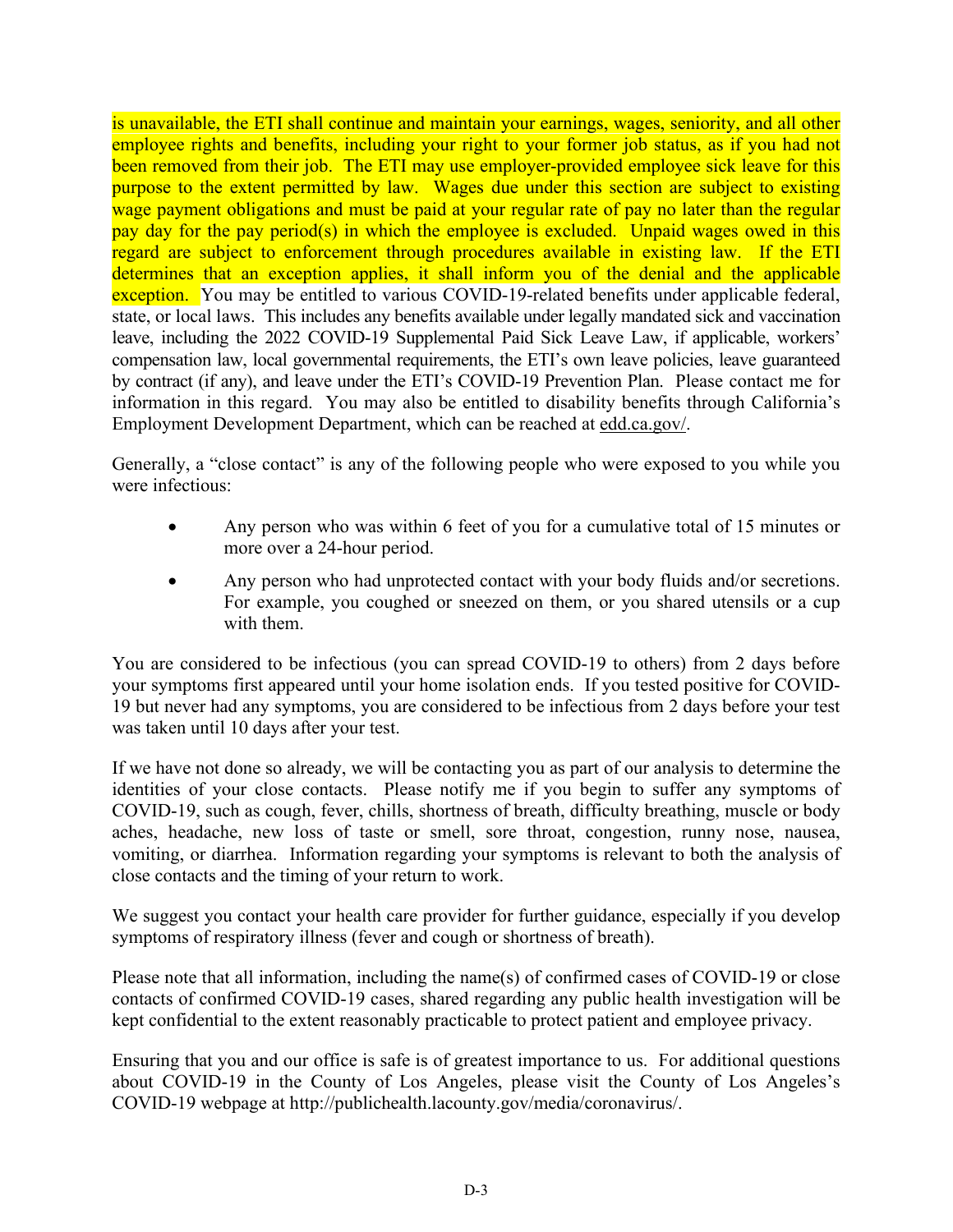is unavailable, the ETI shall continue and maintain your earnings, wages, seniority, and all other employee rights and benefits, including your right to your former job status, as if you had not been removed from their job. The ETI may use employer-provided employee sick leave for this purpose to the extent permitted by law. Wages due under this section are subject to existing wage payment obligations and must be paid at your regular rate of pay no later than the regular pay day for the pay period(s) in which the employee is excluded. Unpaid wages owed in this regard are subject to enforcement through procedures available in existing law. If the ETI determines that an exception applies, it shall inform you of the denial and the applicable exception. You may be entitled to various COVID-19-related benefits under applicable federal, state, or local laws. This includes any benefits available under legally mandated sick and vaccination leave, including the 2022 COVID-19 Supplemental Paid Sick Leave Law, if applicable, workers' compensation law, local governmental requirements, the ETI's own leave policies, leave guaranteed by contract (if any), and leave under the ETI's COVID-19 Prevention Plan. Please contact me for information in this regard. You may also be entitled to disability benefits through California's Employment Development Department, which can be reached at edd.ca.gov/.

Generally, a "close contact" is any of the following people who were exposed to you while you were infectious:

- Any person who was within 6 feet of you for a cumulative total of 15 minutes or more over a 24-hour period.
- Any person who had unprotected contact with your body fluids and/or secretions. For example, you coughed or sneezed on them, or you shared utensils or a cup with them.

You are considered to be infectious (you can spread COVID-19 to others) from 2 days before your symptoms first appeared until your home isolation ends. If you tested positive for COVID-19 but never had any symptoms, you are considered to be infectious from 2 days before your test was taken until 10 days after your test.

If we have not done so already, we will be contacting you as part of our analysis to determine the identities of your close contacts. Please notify me if you begin to suffer any symptoms of COVID-19, such as cough, fever, chills, shortness of breath, difficulty breathing, muscle or body aches, headache, new loss of taste or smell, sore throat, congestion, runny nose, nausea, vomiting, or diarrhea. Information regarding your symptoms is relevant to both the analysis of close contacts and the timing of your return to work.

We suggest you contact your health care provider for further guidance, especially if you develop symptoms of respiratory illness (fever and cough or shortness of breath).

Please note that all information, including the name(s) of confirmed cases of COVID-19 or close contacts of confirmed COVID-19 cases, shared regarding any public health investigation will be kept confidential to the extent reasonably practicable to protect patient and employee privacy.

Ensuring that you and our office is safe is of greatest importance to us. For additional questions about COVID-19 in the County of Los Angeles, please visit the County of Los Angeles's COVID-19 webpage at http://publichealth.lacounty.gov/media/coronavirus/.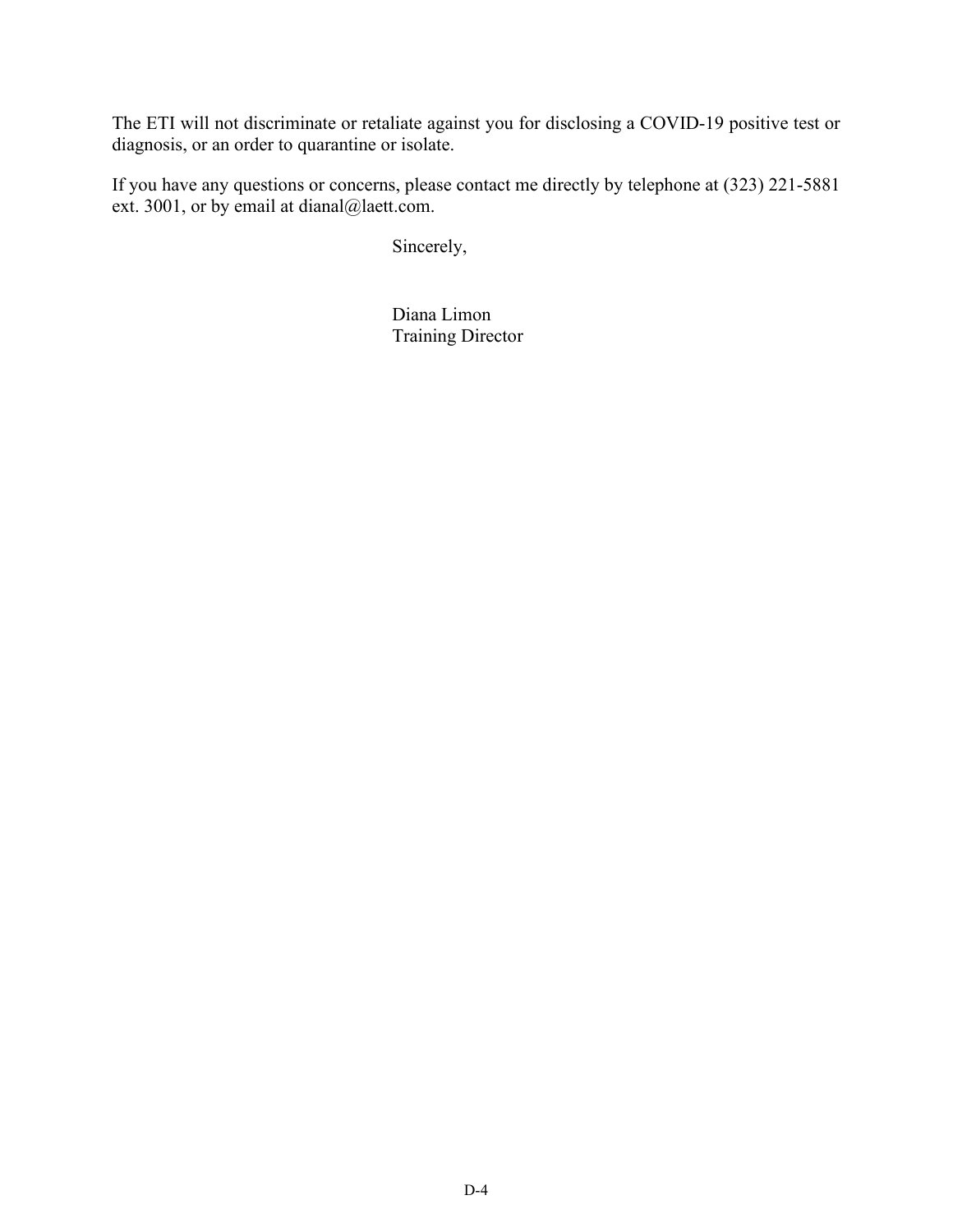The ETI will not discriminate or retaliate against you for disclosing a COVID-19 positive test or diagnosis, or an order to quarantine or isolate.

If you have any questions or concerns, please contact me directly by telephone at (323) 221-5881 ext. 3001, or by email at dianal@laett.com.

Sincerely,

Diana Limon
Training Director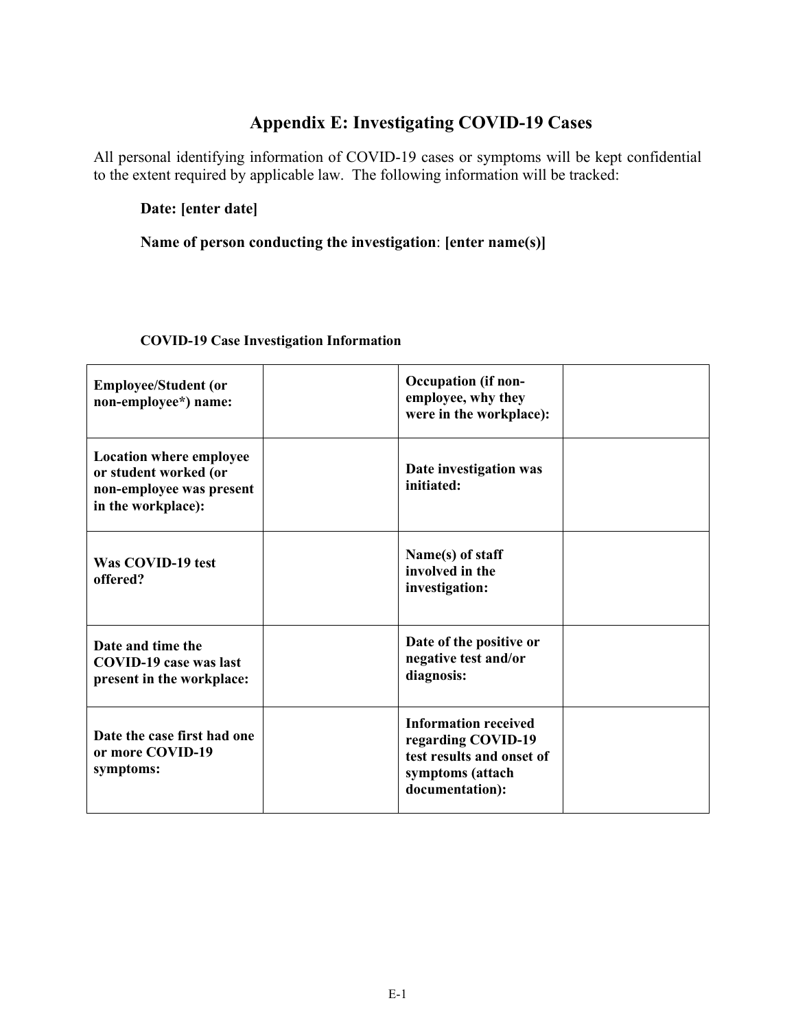# Appendix E: Investigating COVID-19 Cases

All personal identifying information of COVID-19 cases or symptoms will be kept confidential to the extent required by applicable law. The following information will be tracked:

**Date: [enter date]**

**Name of person conducting the investigation**: **[enter name(s)]**

**COVID-19 Case Investigation Information**

| | | | |
|---|---|---|---|
| **Employee/Student (or non-employee*) name:** | | **Occupation (if non-employee, why they were in the workplace):** | |
| **Location where employee or student worked (or non-employee was present in the workplace):** | | **Date investigation was initiated:** | |
| **Was COVID-19 test offered?** | | **Name(s) of staff involved in the investigation:** | |
| **Date and time the COVID-19 case was last present in the workplace:** | | **Date of the positive or negative test and/or diagnosis:** | |
| **Date the case first had one or more COVID-19 symptoms:** | | **Information received regarding COVID-19 test results and onset of symptoms (attach documentation):** | |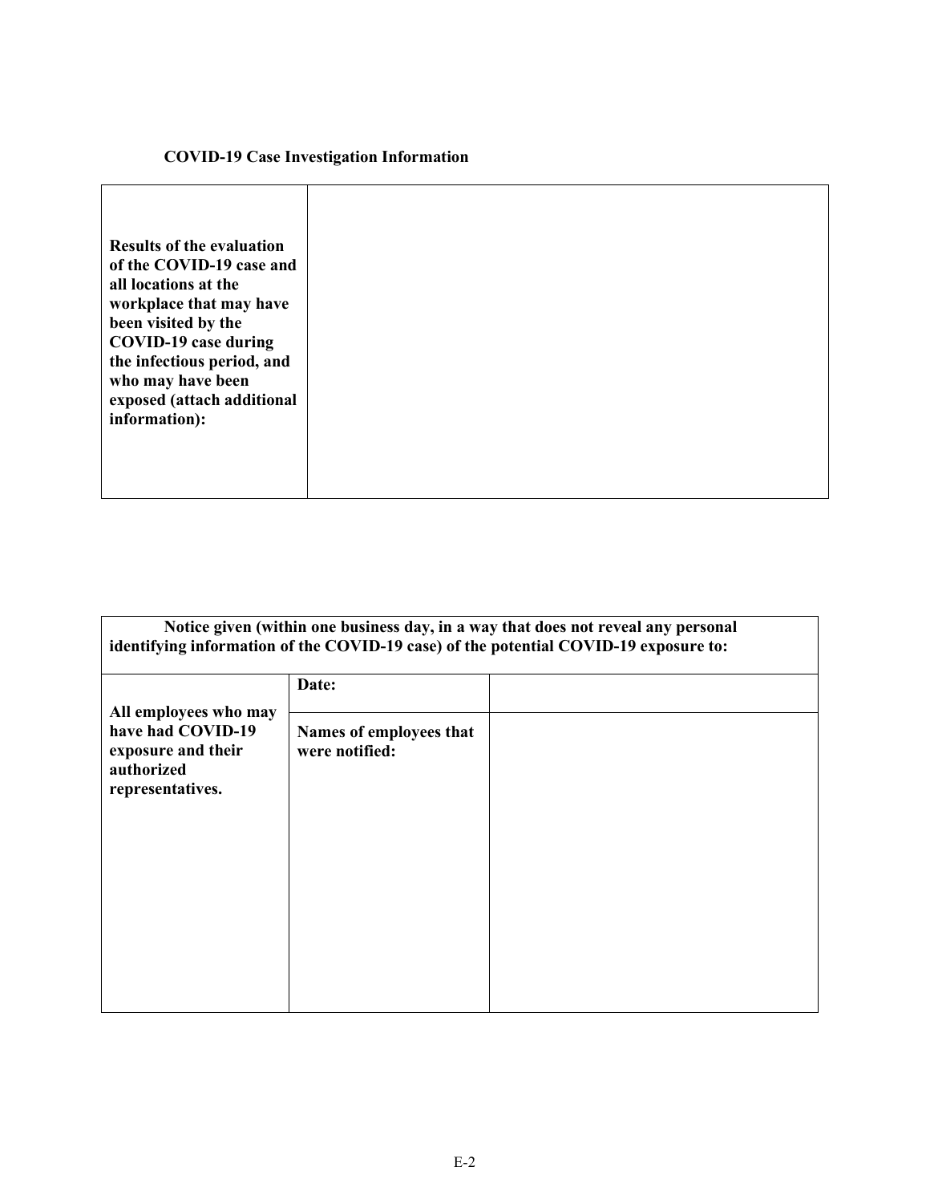**COVID-19 Case Investigation Information**

| **Results of the evaluation of the COVID-19 case and all locations at the workplace that may have been visited by the COVID-19 case during the infectious period, and who may have been exposed (attach additional information):** | |
|---|---|

| **Notice given (within one business day, in a way that does not reveal any personal identifying information of the COVID-19 case) of the potential COVID-19 exposure to:** | | |
|---|---|---|
| **All employees who may have had COVID-19 exposure and their authorized representatives.** | **Date:** | |
| | **Names of employees that were notified:** | |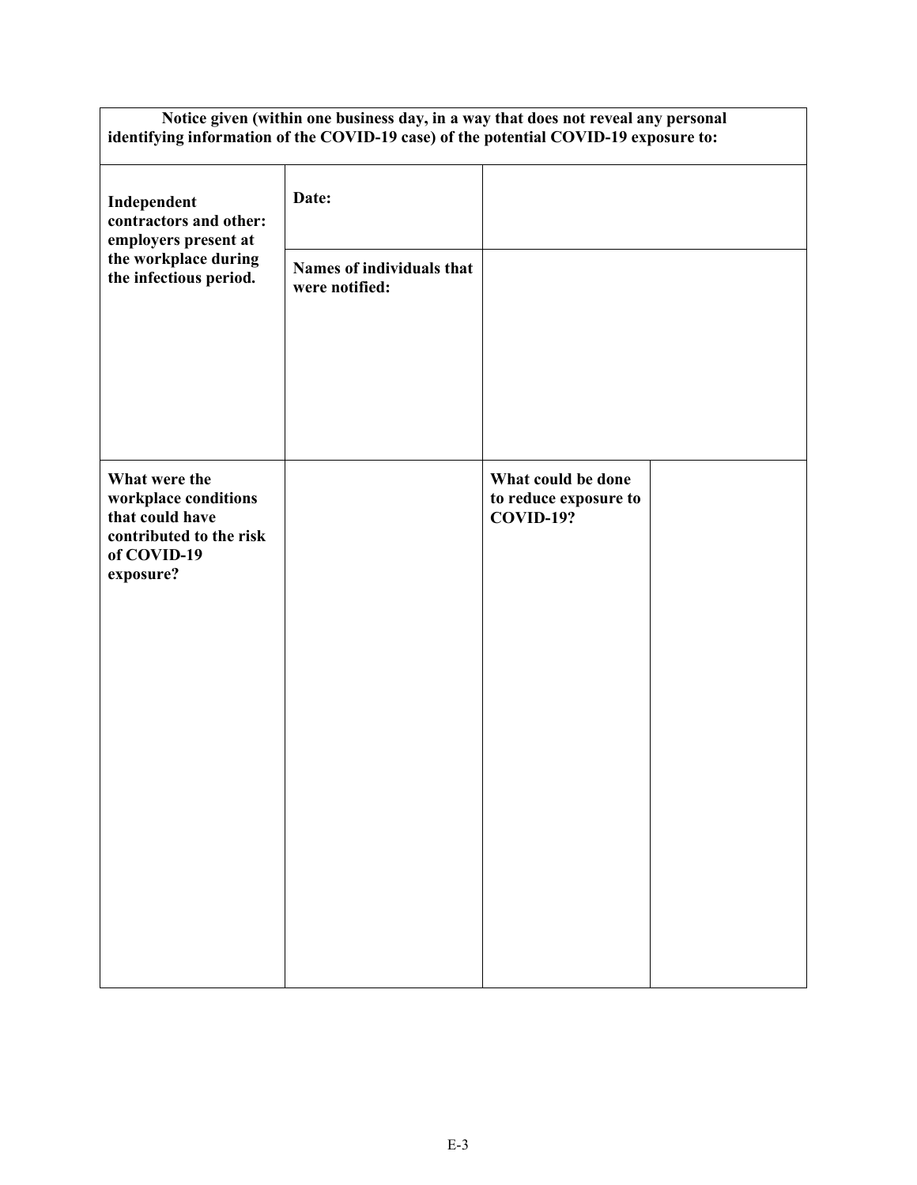| Notice given (within one business day, in a way that does not reveal any personal identifying information of the COVID-19 case) of the potential COVID-19 exposure to: | | | |
|---|---|---|---|
| **Independent contractors and other: employers present at the workplace during the infectious period.** | **Date:** | | |
| | **Names of individuals that were notified:** | | |
| **What were the workplace conditions that could have contributed to the risk of COVID-19 exposure?** | | **What could be done to reduce exposure to COVID-19?** | |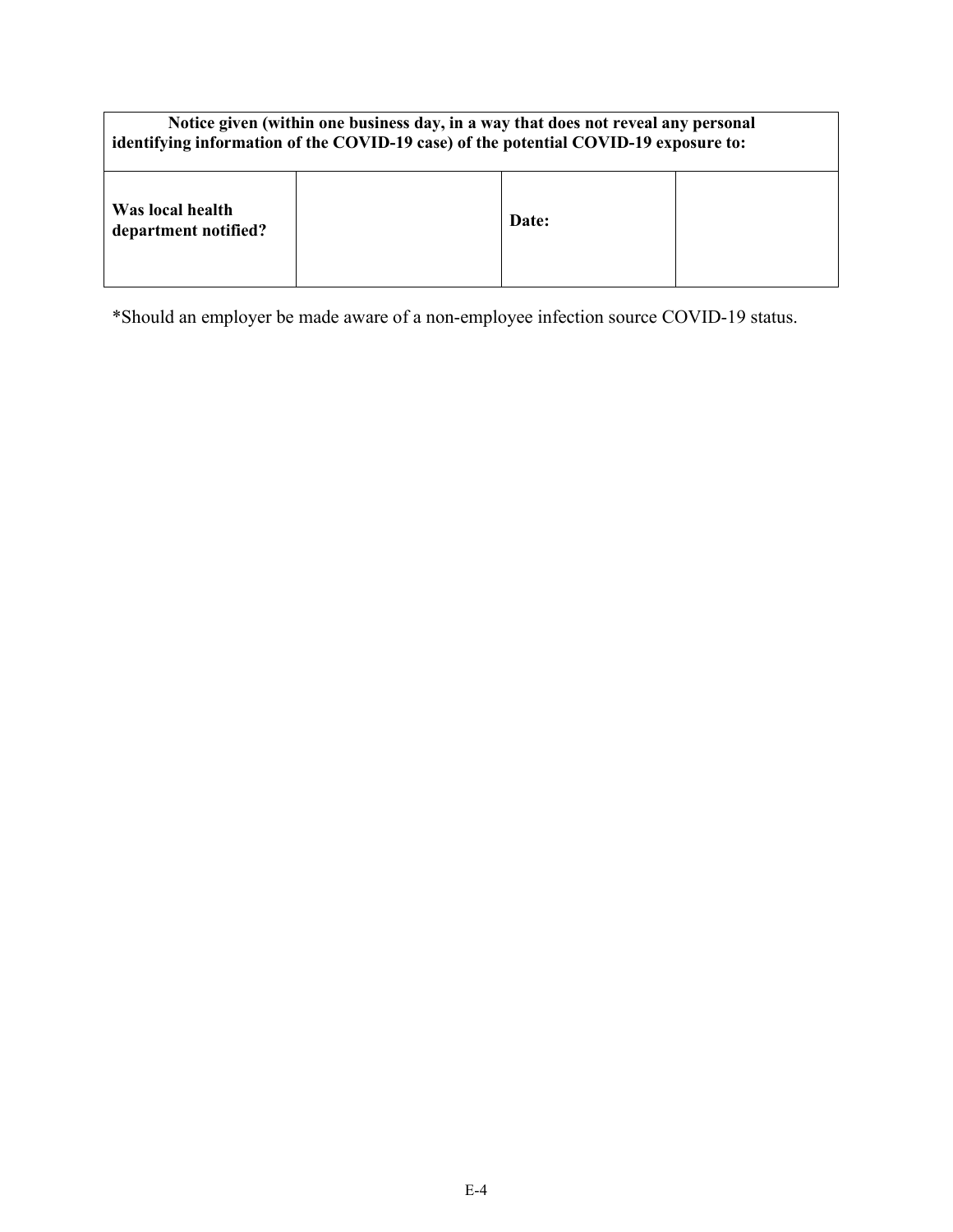| **Notice given (within one business day, in a way that does not reveal any personal identifying information of the COVID-19 case) of the potential COVID-19 exposure to:** | | | |
|---|---|---|---|
| **Was local health department notified?** | | **Date:** | |

*Should an employer be made aware of a non-employee infection source COVID-19 status.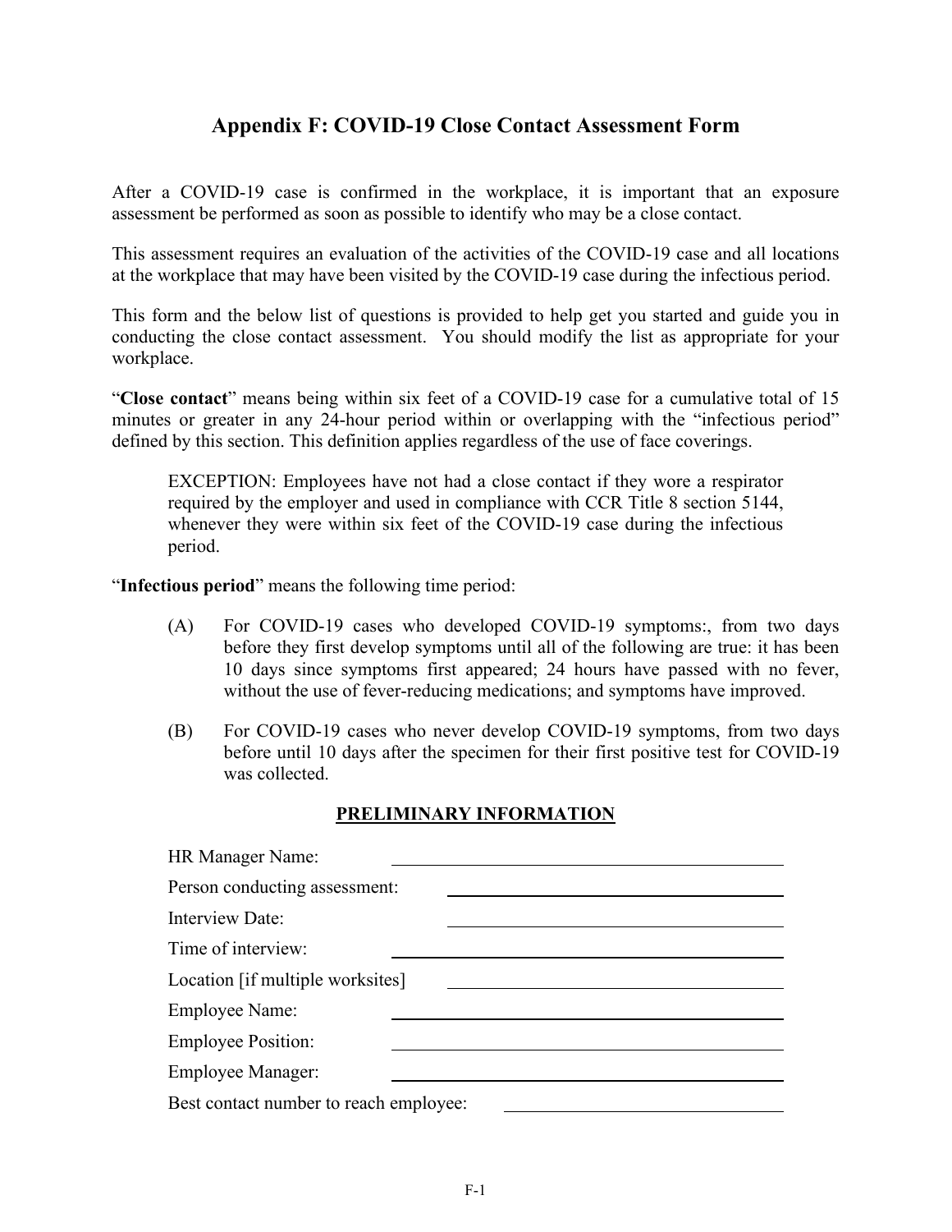# Appendix F: COVID-19 Close Contact Assessment Form

After a COVID-19 case is confirmed in the workplace, it is important that an exposure assessment be performed as soon as possible to identify who may be a close contact.

This assessment requires an evaluation of the activities of the COVID-19 case and all locations at the workplace that may have been visited by the COVID-19 case during the infectious period.

This form and the below list of questions is provided to help get you started and guide you in conducting the close contact assessment. You should modify the list as appropriate for your workplace.

"**Close contact**" means being within six feet of a COVID-19 case for a cumulative total of 15 minutes or greater in any 24-hour period within or overlapping with the "infectious period" defined by this section. This definition applies regardless of the use of face coverings.

> EXCEPTION: Employees have not had a close contact if they wore a respirator required by the employer and used in compliance with CCR Title 8 section 5144, whenever they were within six feet of the COVID-19 case during the infectious period.

"**Infectious period**" means the following time period:

(A) For COVID-19 cases who developed COVID-19 symptoms:, from two days before they first develop symptoms until all of the following are true: it has been 10 days since symptoms first appeared; 24 hours have passed with no fever, without the use of fever-reducing medications; and symptoms have improved.

(B) For COVID-19 cases who never develop COVID-19 symptoms, from two days before until 10 days after the specimen for their first positive test for COVID-19 was collected.

## PRELIMINARY INFORMATION

HR Manager Name: ______________________________

Person conducting assessment: ______________________________

Interview Date: ______________________________

Time of interview: ______________________________

Location [if multiple worksites] ______________________________

Employee Name: ______________________________

Employee Position: ______________________________

Employee Manager: ______________________________

Best contact number to reach employee: ______________________________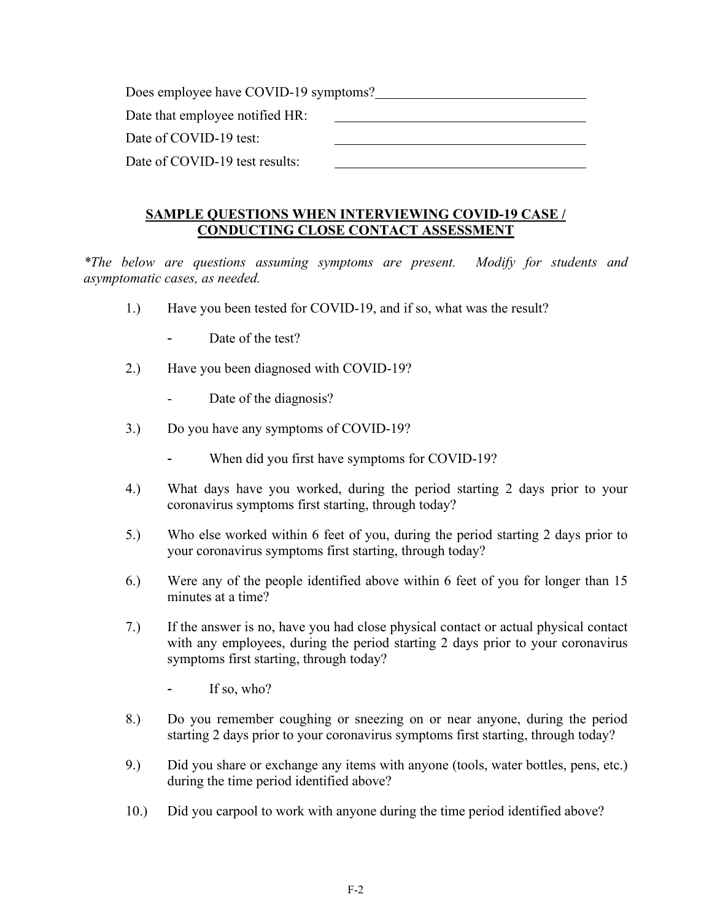Does employee have COVID-19 symptoms? ______________________________

Date that employee notified HR: ______________________________

Date of COVID-19 test: ______________________________

Date of COVID-19 test results: ______________________________

## SAMPLE QUESTIONS WHEN INTERVIEWING COVID-19 CASE / CONDUCTING CLOSE CONTACT ASSESSMENT

*\*The below are questions assuming symptoms are present. Modify for students and asymptomatic cases, as needed.*

1.) Have you been tested for COVID-19, and if so, what was the result?

- Date of the test?

2.) Have you been diagnosed with COVID-19?

- Date of the diagnosis?

3.) Do you have any symptoms of COVID-19?

- When did you first have symptoms for COVID-19?

4.) What days have you worked, during the period starting 2 days prior to your coronavirus symptoms first starting, through today?

5.) Who else worked within 6 feet of you, during the period starting 2 days prior to your coronavirus symptoms first starting, through today?

6.) Were any of the people identified above within 6 feet of you for longer than 15 minutes at a time?

7.) If the answer is no, have you had close physical contact or actual physical contact with any employees, during the period starting 2 days prior to your coronavirus symptoms first starting, through today?

- If so, who?

8.) Do you remember coughing or sneezing on or near anyone, during the period starting 2 days prior to your coronavirus symptoms first starting, through today?

9.) Did you share or exchange any items with anyone (tools, water bottles, pens, etc.) during the time period identified above?

10.) Did you carpool to work with anyone during the time period identified above?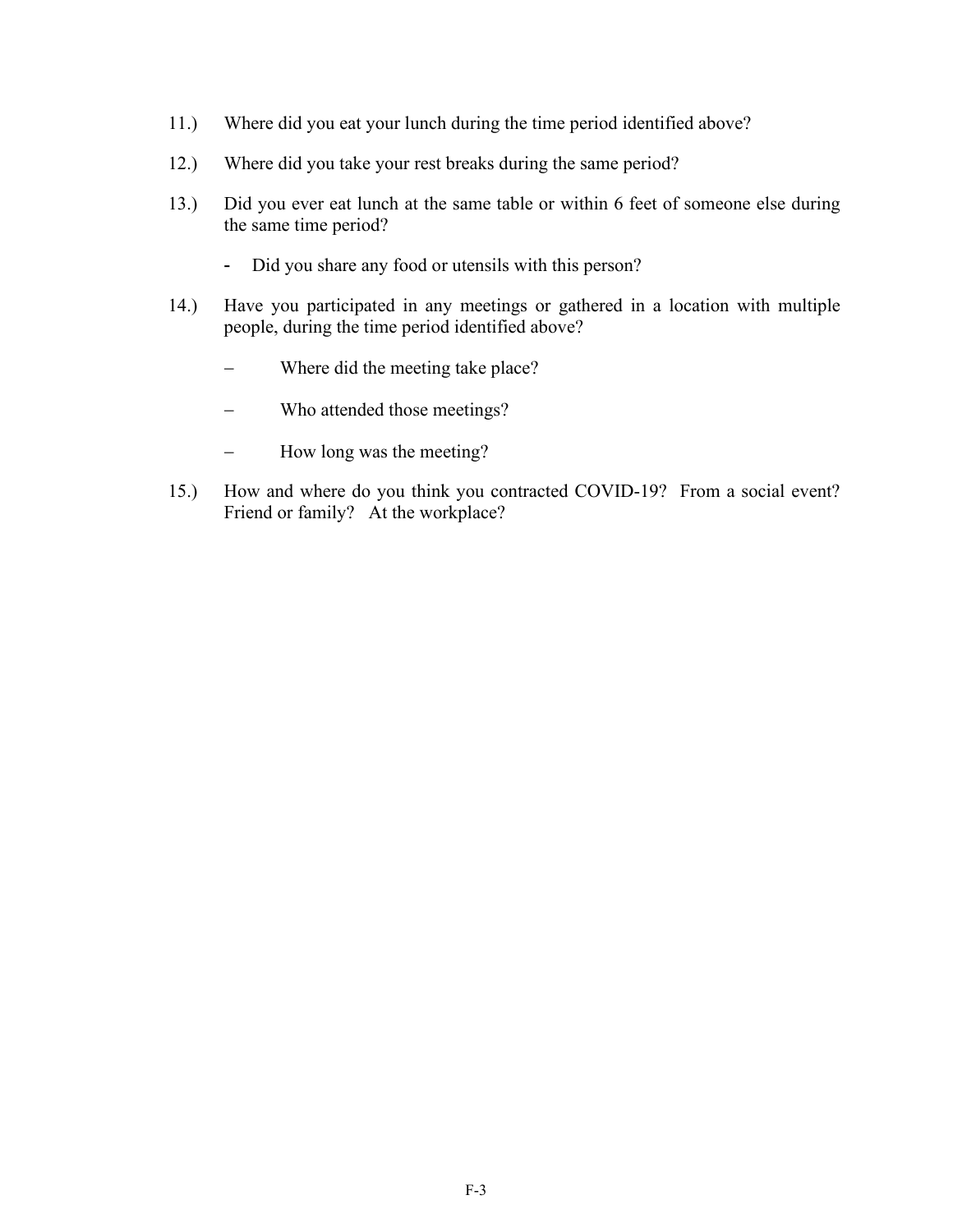11.) Where did you eat your lunch during the time period identified above?

12.) Where did you take your rest breaks during the same period?

13.) Did you ever eat lunch at the same table or within 6 feet of someone else during the same time period?

   - Did you share any food or utensils with this person?

14.) Have you participated in any meetings or gathered in a location with multiple people, during the time period identified above?

   - Where did the meeting take place?
   - Who attended those meetings?
   - How long was the meeting?

15.) How and where do you think you contracted COVID-19? From a social event? Friend or family? At the workplace?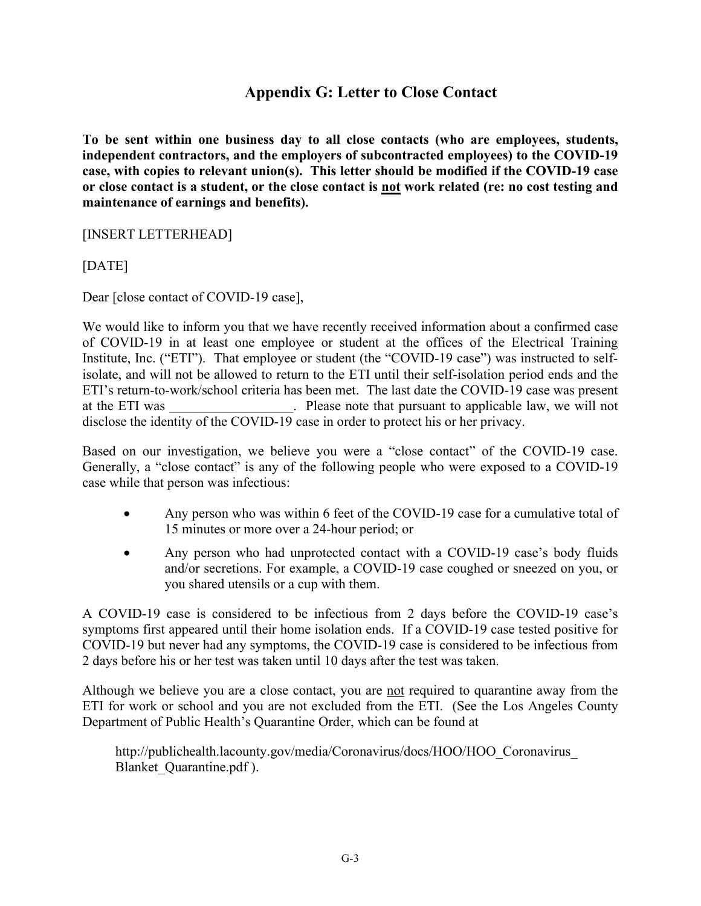## Appendix G: Letter to Close Contact

**To be sent within one business day to all close contacts (who are employees, students, independent contractors, and the employers of subcontracted employees) to the COVID-19 case, with copies to relevant union(s). This letter should be modified if the COVID-19 case or close contact is a student, or the close contact is <u>not</u> work related (re: no cost testing and maintenance of earnings and benefits).**

[INSERT LETTERHEAD]

[DATE]

Dear [close contact of COVID-19 case],

We would like to inform you that we have recently received information about a confirmed case of COVID-19 in at least one employee or student at the offices of the Electrical Training Institute, Inc. ("ETI"). That employee or student (the "COVID-19 case") was instructed to self-isolate, and will not be allowed to return to the ETI until their self-isolation period ends and the ETI's return-to-work/school criteria has been met. The last date the COVID-19 case was present at the ETI was __________________. Please note that pursuant to applicable law, we will not disclose the identity of the COVID-19 case in order to protect his or her privacy.

Based on our investigation, we believe you were a "close contact" of the COVID-19 case. Generally, a "close contact" is any of the following people who were exposed to a COVID-19 case while that person was infectious:

- Any person who was within 6 feet of the COVID-19 case for a cumulative total of 15 minutes or more over a 24-hour period; or
- Any person who had unprotected contact with a COVID-19 case's body fluids and/or secretions. For example, a COVID-19 case coughed or sneezed on you, or you shared utensils or a cup with them.

A COVID-19 case is considered to be infectious from 2 days before the COVID-19 case's symptoms first appeared until their home isolation ends. If a COVID-19 case tested positive for COVID-19 but never had any symptoms, the COVID-19 case is considered to be infectious from 2 days before his or her test was taken until 10 days after the test was taken.

Although we believe you are a close contact, you are <u>not</u> required to quarantine away from the ETI for work or school and you are not excluded from the ETI. (See the Los Angeles County Department of Public Health's Quarantine Order, which can be found at

http://publichealth.lacounty.gov/media/Coronavirus/docs/HOO/HOO_Coronavirus_Blanket_Quarantine.pdf ).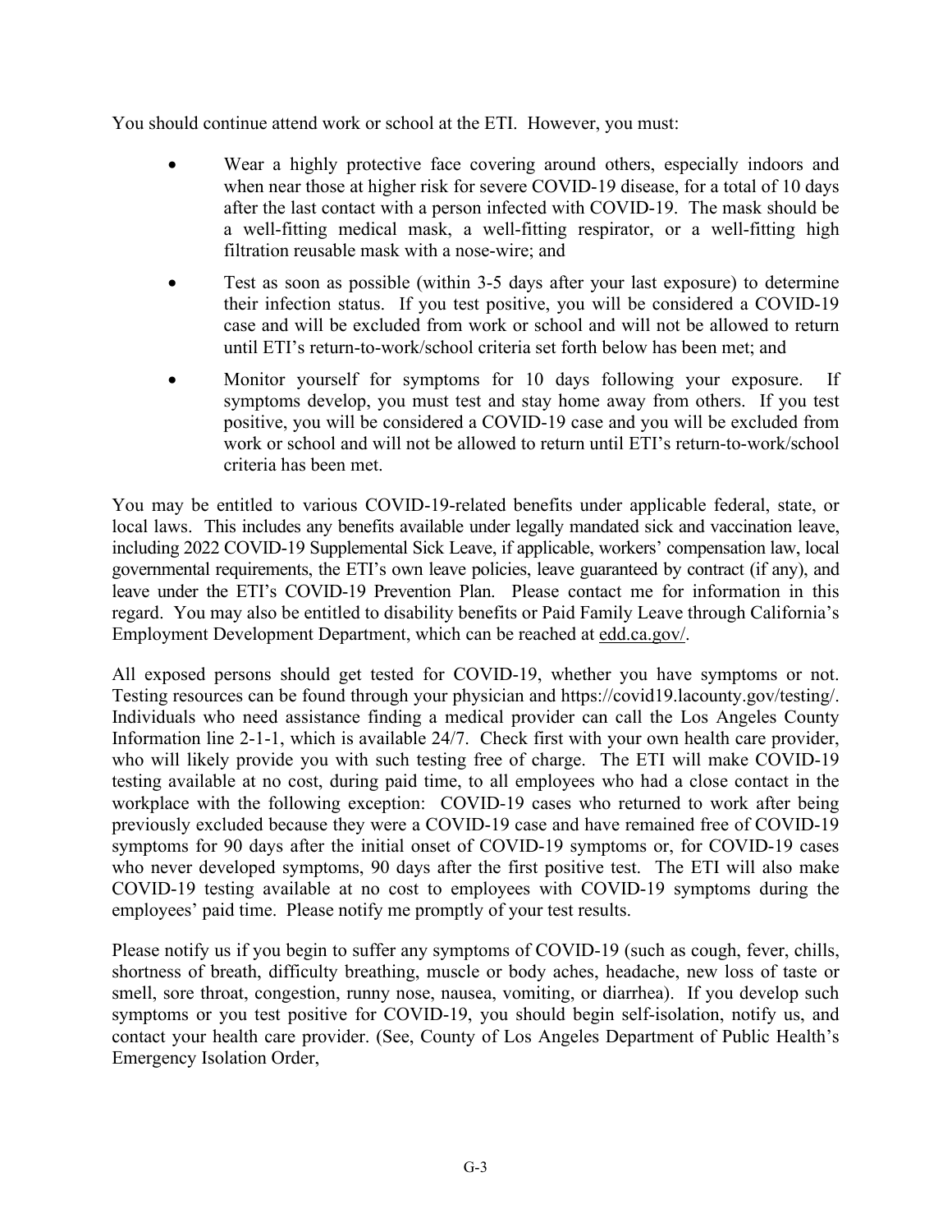You should continue attend work or school at the ETI. However, you must:

- Wear a highly protective face covering around others, especially indoors and when near those at higher risk for severe COVID-19 disease, for a total of 10 days after the last contact with a person infected with COVID-19. The mask should be a well-fitting medical mask, a well-fitting respirator, or a well-fitting high filtration reusable mask with a nose-wire; and
- Test as soon as possible (within 3-5 days after your last exposure) to determine their infection status. If you test positive, you will be considered a COVID-19 case and will be excluded from work or school and will not be allowed to return until ETI's return-to-work/school criteria set forth below has been met; and
- Monitor yourself for symptoms for 10 days following your exposure. If symptoms develop, you must test and stay home away from others. If you test positive, you will be considered a COVID-19 case and you will be excluded from work or school and will not be allowed to return until ETI's return-to-work/school criteria has been met.

You may be entitled to various COVID-19-related benefits under applicable federal, state, or local laws. This includes any benefits available under legally mandated sick and vaccination leave, including 2022 COVID-19 Supplemental Sick Leave, if applicable, workers' compensation law, local governmental requirements, the ETI's own leave policies, leave guaranteed by contract (if any), and leave under the ETI's COVID-19 Prevention Plan. Please contact me for information in this regard. You may also be entitled to disability benefits or Paid Family Leave through California's Employment Development Department, which can be reached at edd.ca.gov/.

All exposed persons should get tested for COVID-19, whether you have symptoms or not. Testing resources can be found through your physician and https://covid19.lacounty.gov/testing/. Individuals who need assistance finding a medical provider can call the Los Angeles County Information line 2-1-1, which is available 24/7. Check first with your own health care provider, who will likely provide you with such testing free of charge. The ETI will make COVID-19 testing available at no cost, during paid time, to all employees who had a close contact in the workplace with the following exception: COVID-19 cases who returned to work after being previously excluded because they were a COVID-19 case and have remained free of COVID-19 symptoms for 90 days after the initial onset of COVID-19 symptoms or, for COVID-19 cases who never developed symptoms, 90 days after the first positive test. The ETI will also make COVID-19 testing available at no cost to employees with COVID-19 symptoms during the employees' paid time. Please notify me promptly of your test results.

Please notify us if you begin to suffer any symptoms of COVID-19 (such as cough, fever, chills, shortness of breath, difficulty breathing, muscle or body aches, headache, new loss of taste or smell, sore throat, congestion, runny nose, nausea, vomiting, or diarrhea). If you develop such symptoms or you test positive for COVID-19, you should begin self-isolation, notify us, and contact your health care provider. (See, County of Los Angeles Department of Public Health's Emergency Isolation Order,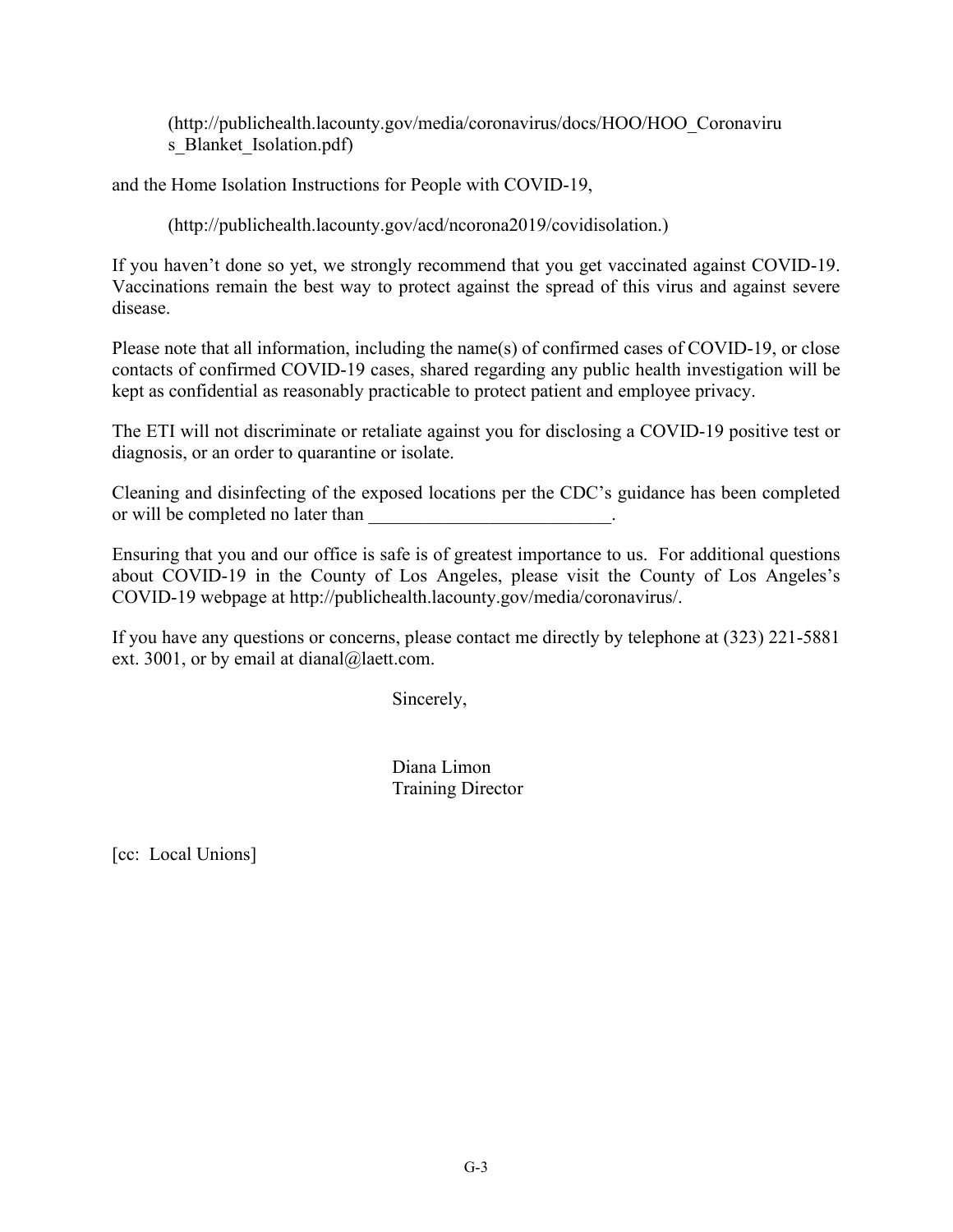(http://publichealth.lacounty.gov/media/coronavirus/docs/HOO/HOO_Coronavirus_Blanket_Isolation.pdf)

and the Home Isolation Instructions for People with COVID-19,

(http://publichealth.lacounty.gov/acd/ncorona2019/covidisolation.)

If you haven't done so yet, we strongly recommend that you get vaccinated against COVID-19. Vaccinations remain the best way to protect against the spread of this virus and against severe disease.

Please note that all information, including the name(s) of confirmed cases of COVID-19, or close contacts of confirmed COVID-19 cases, shared regarding any public health investigation will be kept as confidential as reasonably practicable to protect patient and employee privacy.

The ETI will not discriminate or retaliate against you for disclosing a COVID-19 positive test or diagnosis, or an order to quarantine or isolate.

Cleaning and disinfecting of the exposed locations per the CDC's guidance has been completed or will be completed no later than __________________________.

Ensuring that you and our office is safe is of greatest importance to us. For additional questions about COVID-19 in the County of Los Angeles, please visit the County of Los Angeles's COVID-19 webpage at http://publichealth.lacounty.gov/media/coronavirus/.

If you have any questions or concerns, please contact me directly by telephone at (323) 221-5881 ext. 3001, or by email at dianal@laett.com.

Sincerely,

Diana Limon
Training Director

[cc: Local Unions]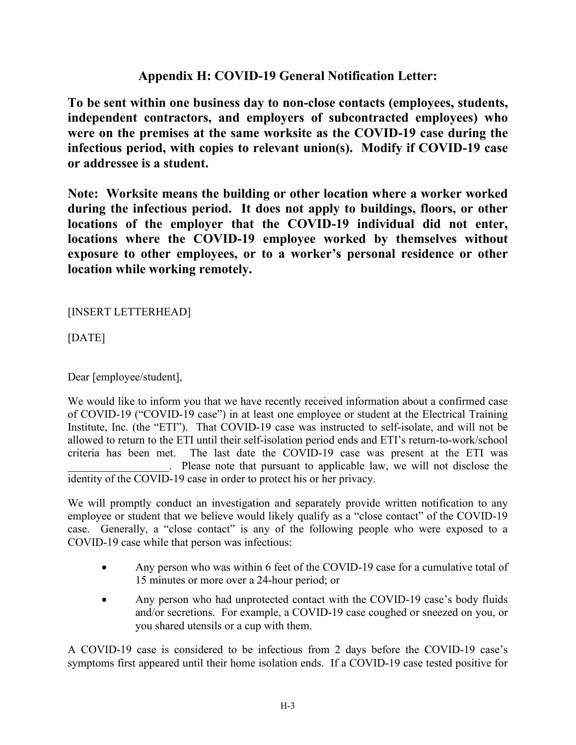## Appendix H: COVID-19 General Notification Letter:

**To be sent within one business day to non-close contacts (employees, students, independent contractors, and employers of subcontracted employees) who were on the premises at the same worksite as the COVID-19 case during the infectious period, with copies to relevant union(s). Modify if COVID-19 case or addressee is a student.**

**Note: Worksite means the building or other location where a worker worked during the infectious period. It does not apply to buildings, floors, or other locations of the employer that the COVID-19 individual did not enter, locations where the COVID-19 employee worked by themselves without exposure to other employees, or to a worker's personal residence or other location while working remotely.**

[INSERT LETTERHEAD]

[DATE]

Dear [employee/student],

We would like to inform you that we have recently received information about a confirmed case of COVID-19 ("COVID-19 case") in at least one employee or student at the Electrical Training Institute, Inc. (the "ETI"). That COVID-19 case was instructed to self-isolate, and will not be allowed to return to the ETI until their self-isolation period ends and ETI's return-to-work/school criteria has been met. The last date the COVID-19 case was present at the ETI was \_\_\_\_\_\_\_\_\_\_\_\_\_\_\_\_\_\_. Please note that pursuant to applicable law, we will not disclose the identity of the COVID-19 case in order to protect his or her privacy.

We will promptly conduct an investigation and separately provide written notification to any employee or student that we believe would likely qualify as a "close contact" of the COVID-19 case. Generally, a "close contact" is any of the following people who were exposed to a COVID-19 case while that person was infectious:

- Any person who was within 6 feet of the COVID-19 case for a cumulative total of 15 minutes or more over a 24-hour period; or
- Any person who had unprotected contact with the COVID-19 case's body fluids and/or secretions. For example, a COVID-19 case coughed or sneezed on you, or you shared utensils or a cup with them.

A COVID-19 case is considered to be infectious from 2 days before the COVID-19 case's symptoms first appeared until their home isolation ends. If a COVID-19 case tested positive for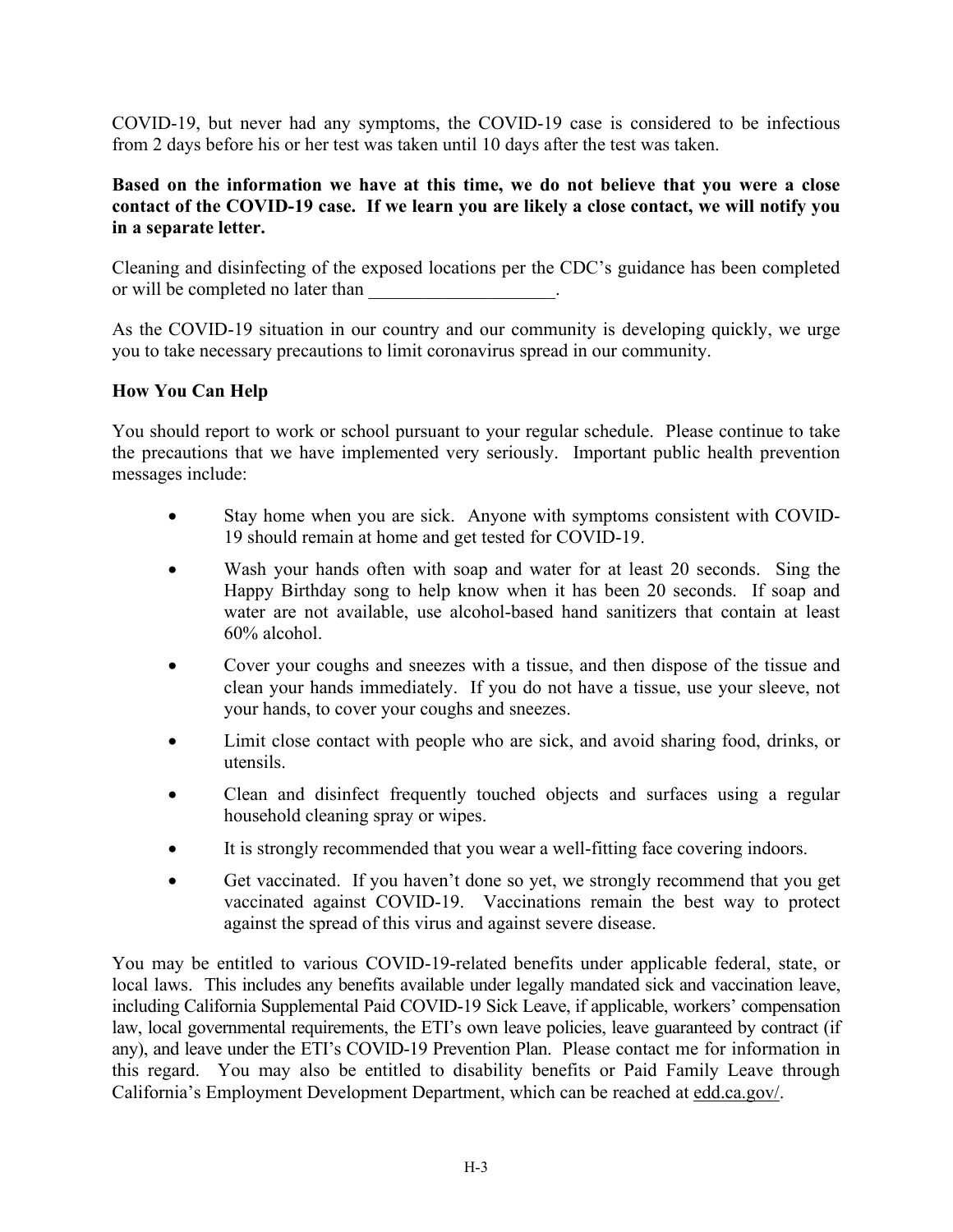COVID-19, but never had any symptoms, the COVID-19 case is considered to be infectious from 2 days before his or her test was taken until 10 days after the test was taken.

**Based on the information we have at this time, we do not believe that you were a close contact of the COVID-19 case. If we learn you are likely a close contact, we will notify you in a separate letter.**

Cleaning and disinfecting of the exposed locations per the CDC's guidance has been completed or will be completed no later than ____________________.

As the COVID-19 situation in our country and our community is developing quickly, we urge you to take necessary precautions to limit coronavirus spread in our community.

**How You Can Help**

You should report to work or school pursuant to your regular schedule. Please continue to take the precautions that we have implemented very seriously. Important public health prevention messages include:

- Stay home when you are sick. Anyone with symptoms consistent with COVID-19 should remain at home and get tested for COVID-19.
- Wash your hands often with soap and water for at least 20 seconds. Sing the Happy Birthday song to help know when it has been 20 seconds. If soap and water are not available, use alcohol-based hand sanitizers that contain at least 60% alcohol.
- Cover your coughs and sneezes with a tissue, and then dispose of the tissue and clean your hands immediately. If you do not have a tissue, use your sleeve, not your hands, to cover your coughs and sneezes.
- Limit close contact with people who are sick, and avoid sharing food, drinks, or utensils.
- Clean and disinfect frequently touched objects and surfaces using a regular household cleaning spray or wipes.
- It is strongly recommended that you wear a well-fitting face covering indoors.
- Get vaccinated. If you haven't done so yet, we strongly recommend that you get vaccinated against COVID-19. Vaccinations remain the best way to protect against the spread of this virus and against severe disease.

You may be entitled to various COVID-19-related benefits under applicable federal, state, or local laws. This includes any benefits available under legally mandated sick and vaccination leave, including California Supplemental Paid COVID-19 Sick Leave, if applicable, workers' compensation law, local governmental requirements, the ETI's own leave policies, leave guaranteed by contract (if any), and leave under the ETI's COVID-19 Prevention Plan. Please contact me for information in this regard. You may also be entitled to disability benefits or Paid Family Leave through California's Employment Development Department, which can be reached at edd.ca.gov/.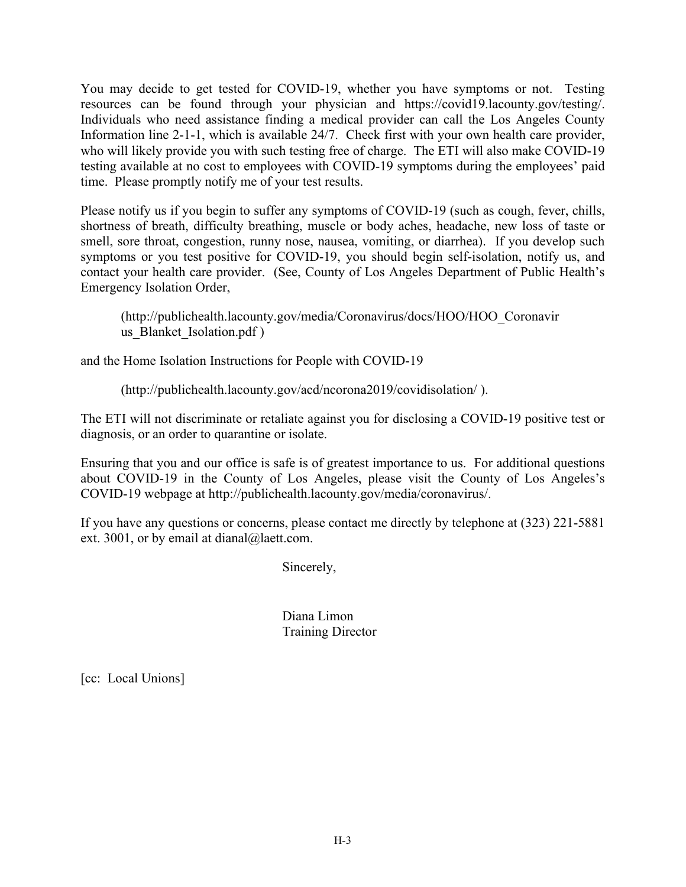You may decide to get tested for COVID-19, whether you have symptoms or not. Testing resources can be found through your physician and https://covid19.lacounty.gov/testing/. Individuals who need assistance finding a medical provider can call the Los Angeles County Information line 2-1-1, which is available 24/7. Check first with your own health care provider, who will likely provide you with such testing free of charge. The ETI will also make COVID-19 testing available at no cost to employees with COVID-19 symptoms during the employees' paid time. Please promptly notify me of your test results.

Please notify us if you begin to suffer any symptoms of COVID-19 (such as cough, fever, chills, shortness of breath, difficulty breathing, muscle or body aches, headache, new loss of taste or smell, sore throat, congestion, runny nose, nausea, vomiting, or diarrhea). If you develop such symptoms or you test positive for COVID-19, you should begin self-isolation, notify us, and contact your health care provider. (See, County of Los Angeles Department of Public Health's Emergency Isolation Order,

> (http://publichealth.lacounty.gov/media/Coronavirus/docs/HOO/HOO_Coronavirus_Blanket_Isolation.pdf )

and the Home Isolation Instructions for People with COVID-19

> (http://publichealth.lacounty.gov/acd/ncorona2019/covidisolation/ ).

The ETI will not discriminate or retaliate against you for disclosing a COVID-19 positive test or diagnosis, or an order to quarantine or isolate.

Ensuring that you and our office is safe is of greatest importance to us. For additional questions about COVID-19 in the County of Los Angeles, please visit the County of Los Angeles's COVID-19 webpage at http://publichealth.lacounty.gov/media/coronavirus/.

If you have any questions or concerns, please contact me directly by telephone at (323) 221-5881 ext. 3001, or by email at dianal@laett.com.

Sincerely,

Diana Limon
Training Director

[cc: Local Unions]